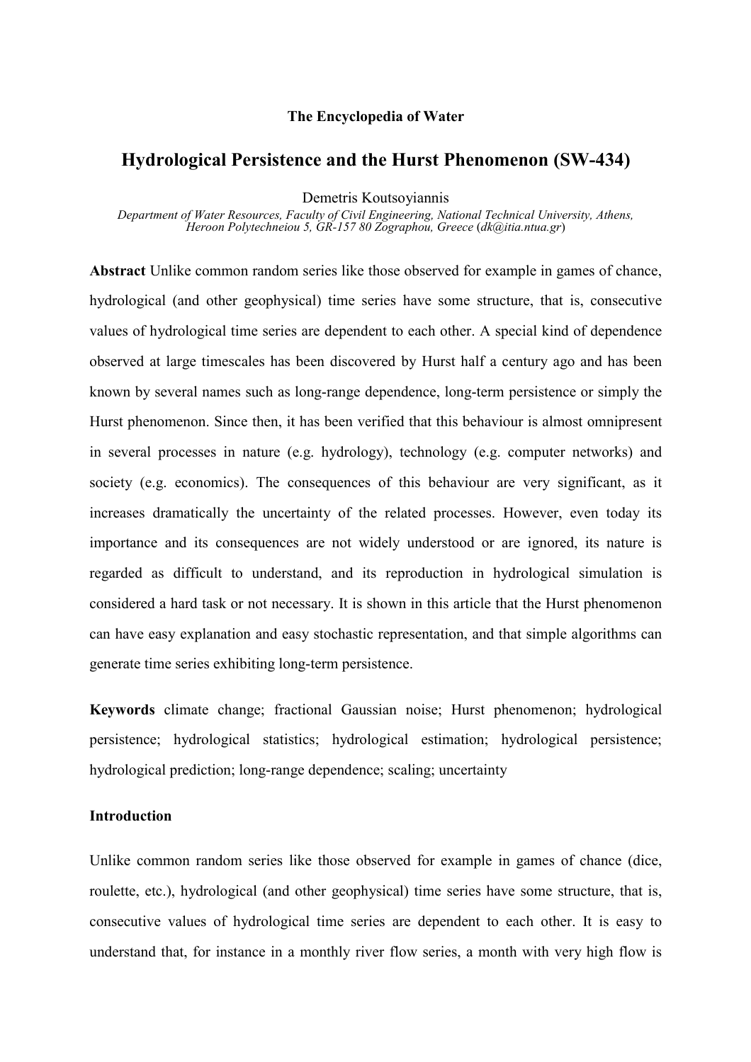**The Encyclopedia of Water**

# Hydrological Persistence and the Hurst Phenomenon (SW-434)

Demetris Koutsoyiannis

*Department of Water Resources, Faculty of Civil Engineering, National Technical University, Athens, Heroon Polytechneiou 5, GR-157 80 Zographou, Greece* (*dk@itia.ntua.gr*)

**Abstract** Unlike common random series like those observed for example in games of chance, hydrological (and other geophysical) time series have some structure, that is, consecutive values of hydrological time series are dependent to each other. A special kind of dependence observed at large timescales has been discovered by Hurst half a century ago and has been known by several names such as long-range dependence, long-term persistence or simply the Hurst phenomenon. Since then, it has been verified that this behaviour is almost omnipresent in several processes in nature (e.g. hydrology), technology (e.g. computer networks) and society (e.g. economics). The consequences of this behaviour are very significant, as it increases dramatically the uncertainty of the related processes. However, even today its importance and its consequences are not widely understood or are ignored, its nature is regarded as difficult to understand, and its reproduction in hydrological simulation is considered a hard task or not necessary. It is shown in this article that the Hurst phenomenon can have easy explanation and easy stochastic representation, and that simple algorithms can generate time series exhibiting long-term persistence.

**Keywords** climate change; fractional Gaussian noise; Hurst phenomenon; hydrological persistence; hydrological statistics; hydrological estimation; hydrological persistence; hydrological prediction; long-range dependence; scaling; uncertainty

## Introduction

Unlike common random series like those observed for example in games of chance (dice, roulette, etc.), hydrological (and other geophysical) time series have some structure, that is, consecutive values of hydrological time series are dependent to each other. It is easy to understand that, for instance in a monthly river flow series, a month with very high flow is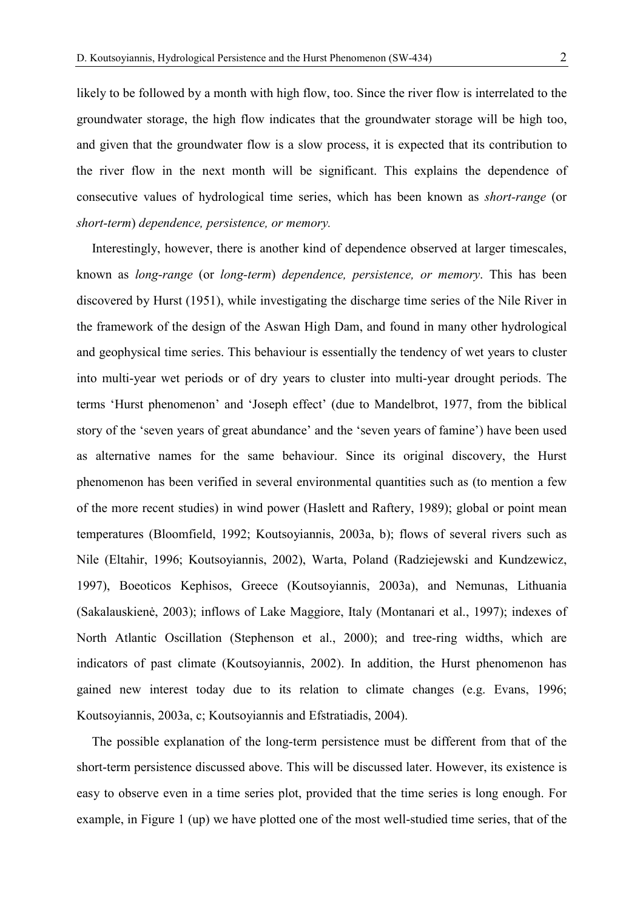likely to be followed by a month with high flow, too. Since the river flow is interrelated to the groundwater storage, the high flow indicates that the groundwater storage will be high too, and given that the groundwater flow is a slow process, it is expected that its contribution to the river flow in the next month will be significant. This explains the dependence of consecutive values of hydrological time series, which has been known as *short-range* (or *short-term*) *dependence, persistence, or memory.*

Interestingly, however, there is another kind of dependence observed at larger timescales, known as *long-range* (or *long-term*) *dependence, persistence, or memory*. This has been discovered by Hurst (1951), while investigating the discharge time series of the Nile River in the framework of the design of the Aswan High Dam, and found in many other hydrological and geophysical time series. This behaviour is essentially the tendency of wet years to cluster into multi-year wet periods or of dry years to cluster into multi-year drought periods. The terms 'Hurst phenomenon' and 'Joseph effect' (due to Mandelbrot, 1977, from the biblical story of the 'seven years of great abundance' and the 'seven years of famine') have been used as alternative names for the same behaviour. Since its original discovery, the Hurst phenomenon has been verified in several environmental quantities such as (to mention a few of the more recent studies) in wind power (Haslett and Raftery, 1989); global or point mean temperatures (Bloomfield, 1992; Koutsoyiannis, 2003a, b); flows of several rivers such as Nile (Eltahir, 1996; Koutsoyiannis, 2002), Warta, Poland (Radziejewski and Kundzewicz, 1997), Boeoticos Kephisos, Greece (Koutsoyiannis, 2003a), and Nemunas, Lithuania (Sakalauskienė, 2003); inflows of Lake Maggiore, Italy (Montanari et al., 1997); indexes of North Atlantic Oscillation (Stephenson et al., 2000); and tree-ring widths, which are indicators of past climate (Koutsoyiannis, 2002). In addition, the Hurst phenomenon has gained new interest today due to its relation to climate changes (e.g. Evans, 1996; Koutsoyiannis, 2003a, c; Koutsoyiannis and Efstratiadis, 2004).

The possible explanation of the long-term persistence must be different from that of the short-term persistence discussed above. This will be discussed later. However, its existence is easy to observe even in a time series plot, provided that the time series is long enough. For example, in Figure 1 (up) we have plotted one of the most well-studied time series, that of the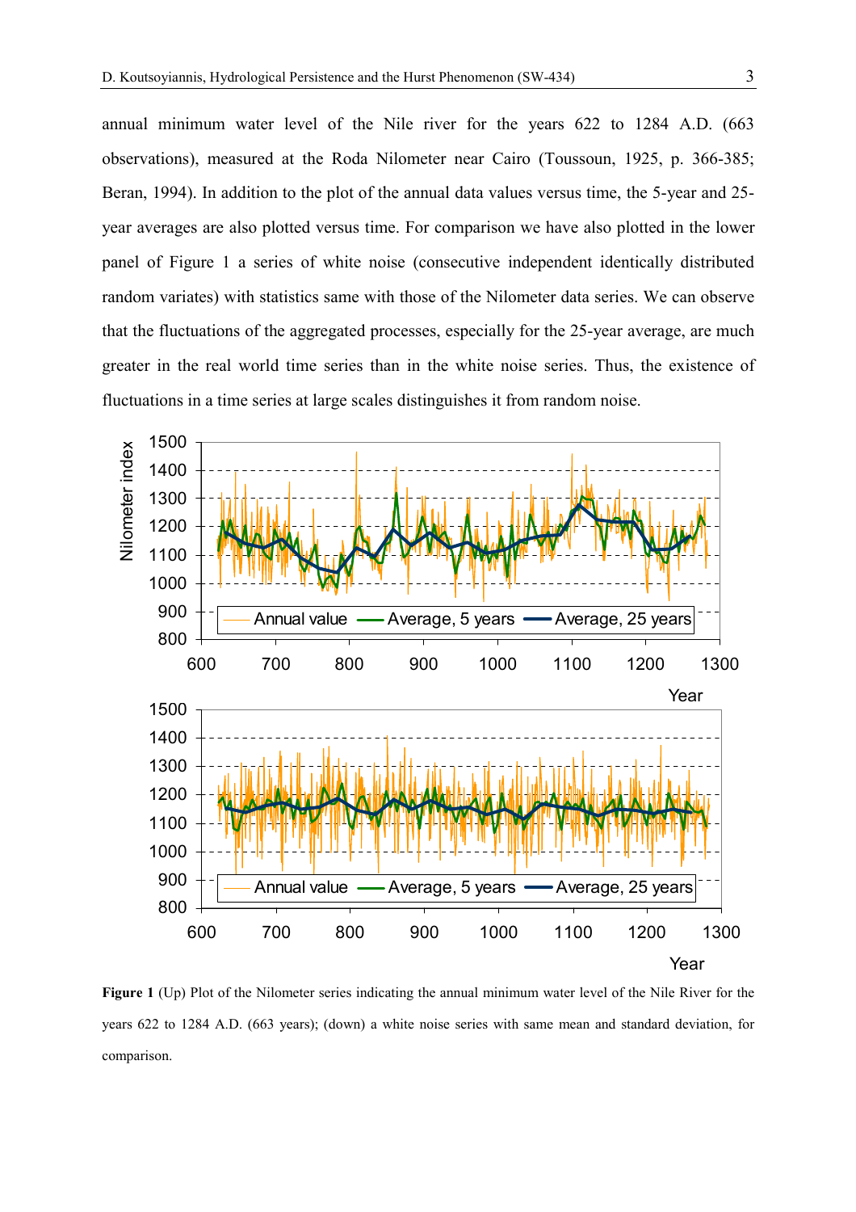annual minimum water level of the Nile river for the years 622 to 1284 A.D. (663 observations), measured at the Roda Nilometer near Cairo (Toussoun, 1925, p. 366-385; Beran, 1994). In addition to the plot of the annual data values versus time, the 5-year and 25-year averages are also plotted versus time. For comparison we have also plotted in the lower panel of Figure 1 a series of white noise (consecutive independent identically distributed random variates) with statistics same with those of the Nilometer data series. We can observe that the fluctuations of the aggregated processes, especially for the 25-year average, are much greater in the real world time series than in the white noise series. Thus, the existence of fluctuations in a time series at large scales distinguishes it from random noise.

**Figure 1** (Up) Plot of the Nilometer series indicating the annual minimum water level of the Nile River for the years 622 to 1284 A.D. (663 years); (down) a white noise series with same mean and standard deviation, for comparison.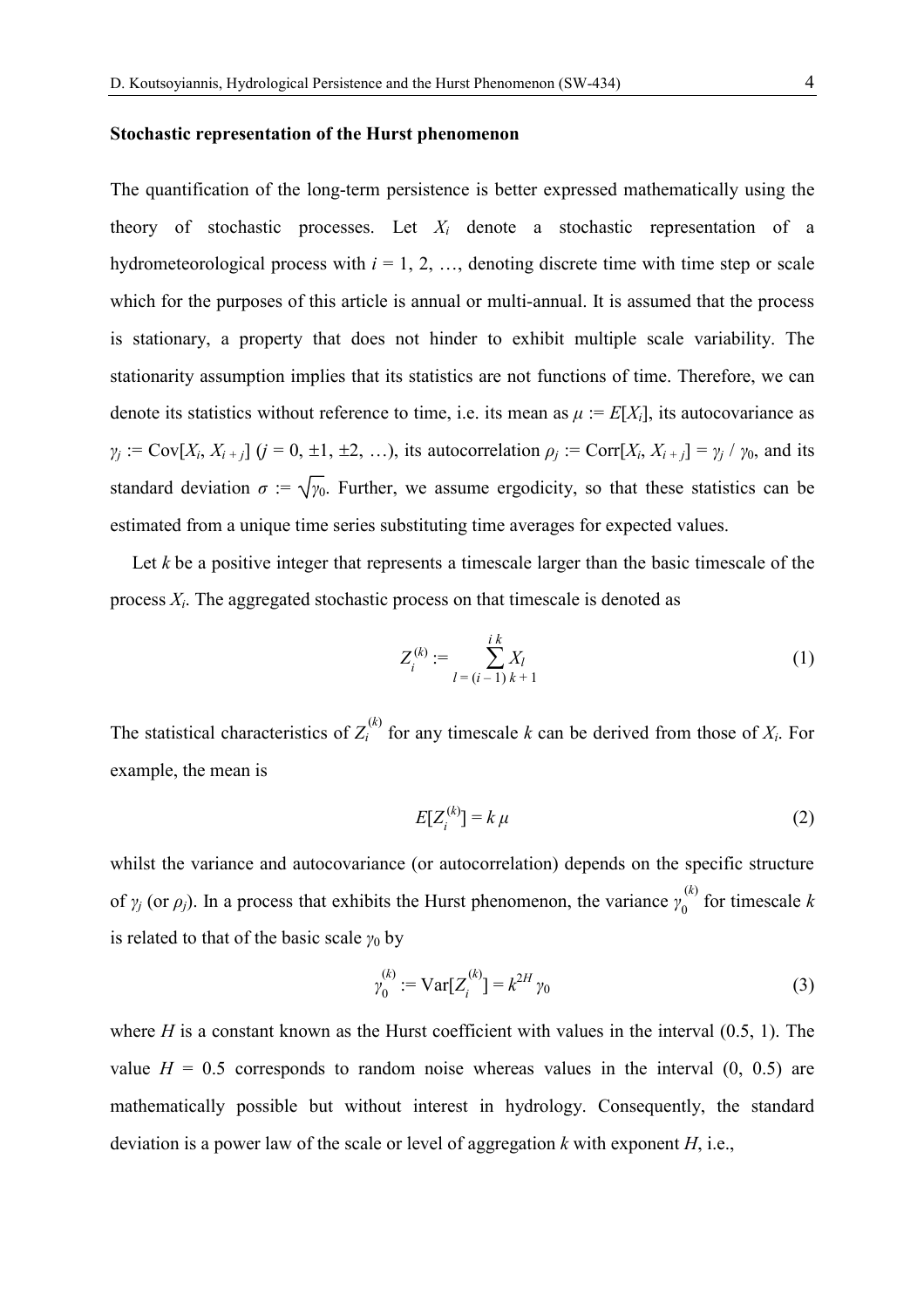**Stochastic representation of the Hurst phenomenon**

The quantification of the long-term persistence is better expressed mathematically using the theory of stochastic processes. Let $X_i$ denote a stochastic representation of a hydrometeorological process with $i = 1, 2, \ldots$, denoting discrete time with time step or scale which for the purposes of this article is annual or multi-annual. It is assumed that the process is stationary, a property that does not hinder to exhibit multiple scale variability. The stationarity assumption implies that its statistics are not functions of time. Therefore, we can denote its statistics without reference to time, i.e. its mean as $\mu := E[X_i]$, its autocovariance as $\gamma_j := \mathrm{Cov}[X_i, X_{i+j}]$ ($j = 0, \pm 1, \pm 2, \ldots$), its autocorrelation $\rho_j := \mathrm{Corr}[X_i, X_{i+j}] = \gamma_j / \gamma_0$, and its standard deviation $\sigma := \sqrt{\gamma_0}$. Further, we assume ergodicity, so that these statistics can be estimated from a unique time series substituting time averages for expected values.

Let $k$ be a positive integer that represents a timescale larger than the basic timescale of the process $X_i$. The aggregated stochastic process on that timescale is denoted as

$$Z_i^{(k)} := \sum_{l=(i-1)k+1}^{ik} X_l \tag{1}$$

The statistical characteristics of $Z_i^{(k)}$ for any timescale $k$ can be derived from those of $X_i$. For example, the mean is

$$E[Z_i^{(k)}] = k\,\mu \tag{2}$$

whilst the variance and autocovariance (or autocorrelation) depends on the specific structure of $\gamma_j$ (or $\rho_j$). In a process that exhibits the Hurst phenomenon, the variance $\gamma_0^{(k)}$ for timescale $k$ is related to that of the basic scale $\gamma_0$ by

$$\gamma_0^{(k)} := \mathrm{Var}[Z_i^{(k)}] = k^{2H}\,\gamma_0 \tag{3}$$

where $H$ is a constant known as the Hurst coefficient with values in the interval (0.5, 1). The value $H = 0.5$ corresponds to random noise whereas values in the interval (0, 0.5) are mathematically possible but without interest in hydrology. Consequently, the standard deviation is a power law of the scale or level of aggregation $k$ with exponent $H$, i.e.,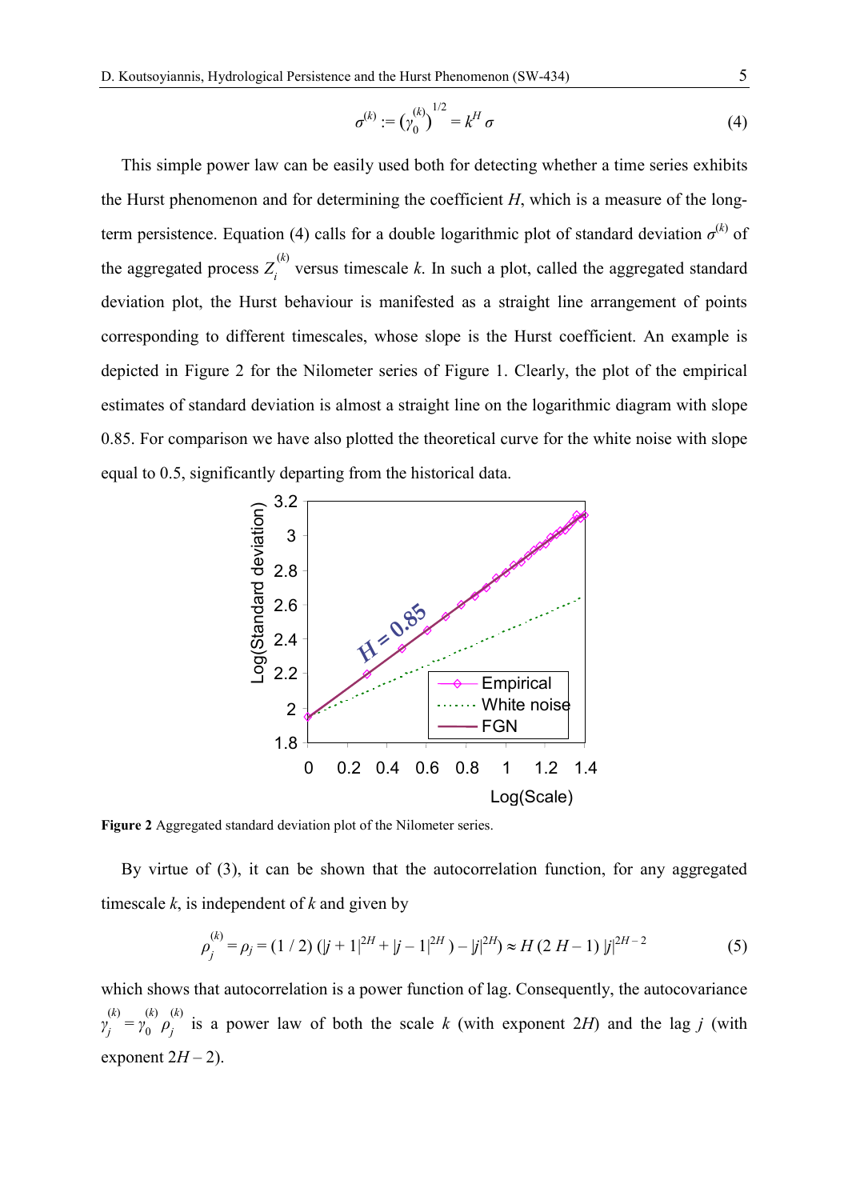$$\sigma^{(k)} := \left(\gamma_0^{(k)}\right)^{1/2} = k^H \sigma \tag{4}$$

This simple power law can be easily used both for detecting whether a time series exhibits the Hurst phenomenon and for determining the coefficient $H$, which is a measure of the long-term persistence. Equation (4) calls for a double logarithmic plot of standard deviation $\sigma^{(k)}$ of the aggregated process $Z_i^{(k)}$ versus timescale $k$. In such a plot, called the aggregated standard deviation plot, the Hurst behaviour is manifested as a straight line arrangement of points corresponding to different timescales, whose slope is the Hurst coefficient. An example is depicted in Figure 2 for the Nilometer series of Figure 1. Clearly, the plot of the empirical estimates of standard deviation is almost a straight line on the logarithmic diagram with slope 0.85. For comparison we have also plotted the theoretical curve for the white noise with slope equal to 0.5, significantly departing from the historical data.

**Figure 2** Aggregated standard deviation plot of the Nilometer series.

By virtue of (3), it can be shown that the autocorrelation function, for any aggregated timescale $k$, is independent of $k$ and given by

$$\rho_j^{(k)} = \rho_j = (1/2)\left(|j+1|^{2H} + |j-1|^{2H}\right) - |j|^{2H}) \approx H\,(2\,H-1)\,|j|^{2H-2} \tag{5}$$

which shows that autocorrelation is a power function of lag. Consequently, the autocovariance $\gamma_j^{(k)} = \gamma_0^{(k)}\,\rho_j^{(k)}$ is a power law of both the scale $k$ (with exponent $2H$) and the lag $j$ (with exponent $2H - 2$).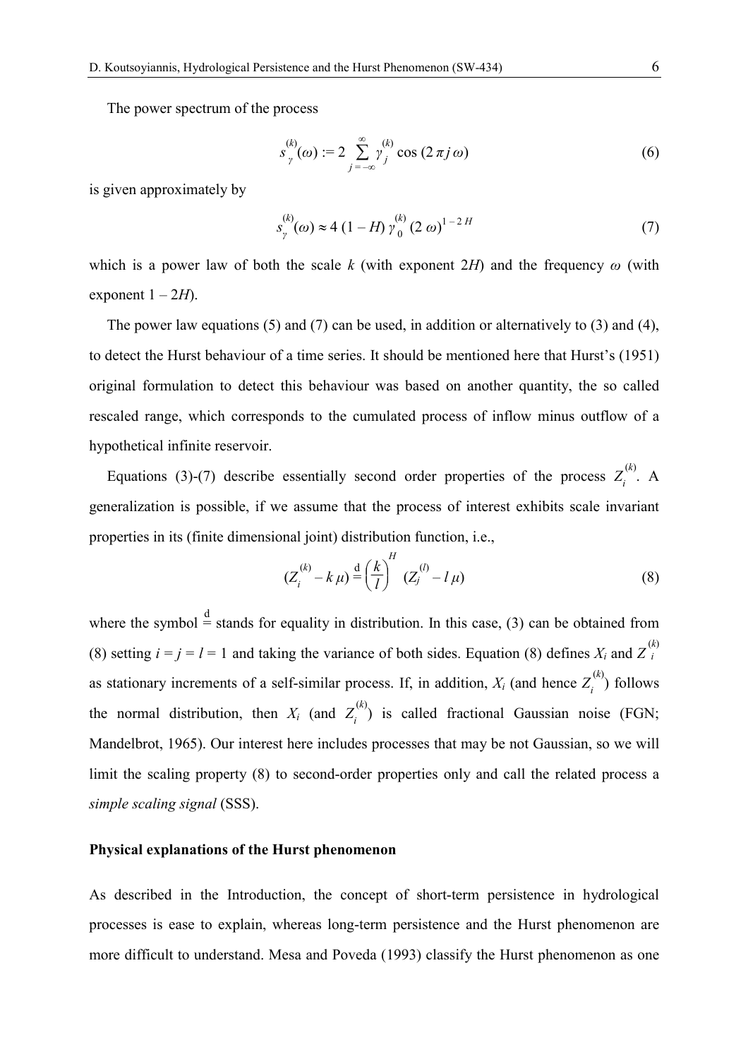The power spectrum of the process

$$s_{\gamma}^{(k)}(\omega) := 2 \sum_{j=-\infty}^{\infty} \gamma_j^{(k)} \cos(2\pi j \omega) \tag{6}$$

is given approximately by

$$s_{\gamma}^{(k)}(\omega) \approx 4\,(1 - H)\,\gamma_0^{(k)}\,(2\,\omega)^{1-2H} \tag{7}$$

which is a power law of both the scale $k$ (with exponent $2H$) and the frequency $\omega$ (with exponent $1 - 2H$).

The power law equations (5) and (7) can be used, in addition or alternatively to (3) and (4), to detect the Hurst behaviour of a time series. It should be mentioned here that Hurst's (1951) original formulation to detect this behaviour was based on another quantity, the so called rescaled range, which corresponds to the cumulated process of inflow minus outflow of a hypothetical infinite reservoir.

Equations (3)-(7) describe essentially second order properties of the process $Z_i^{(k)}$. A generalization is possible, if we assume that the process of interest exhibits scale invariant properties in its (finite dimensional joint) distribution function, i.e.,

$$(Z_i^{(k)} - k\,\mu) \overset{\mathrm{d}}{=} \left(\frac{k}{l}\right)^H (Z_j^{(l)} - l\,\mu) \tag{8}$$

where the symbol $\overset{\mathrm{d}}{=}$ stands for equality in distribution. In this case, (3) can be obtained from (8) setting $i = j = l = 1$ and taking the variance of both sides. Equation (8) defines $X_i$ and $Z_i^{(k)}$ as stationary increments of a self-similar process. If, in addition, $X_i$ (and hence $Z_i^{(k)}$) follows the normal distribution, then $X_i$ (and $Z_i^{(k)}$) is called fractional Gaussian noise (FGN; Mandelbrot, 1965). Our interest here includes processes that may be not Gaussian, so we will limit the scaling property (8) to second-order properties only and call the related process a *simple scaling signal* (SSS).

**Physical explanations of the Hurst phenomenon**

As described in the Introduction, the concept of short-term persistence in hydrological processes is ease to explain, whereas long-term persistence and the Hurst phenomenon are more difficult to understand. Mesa and Poveda (1993) classify the Hurst phenomenon as one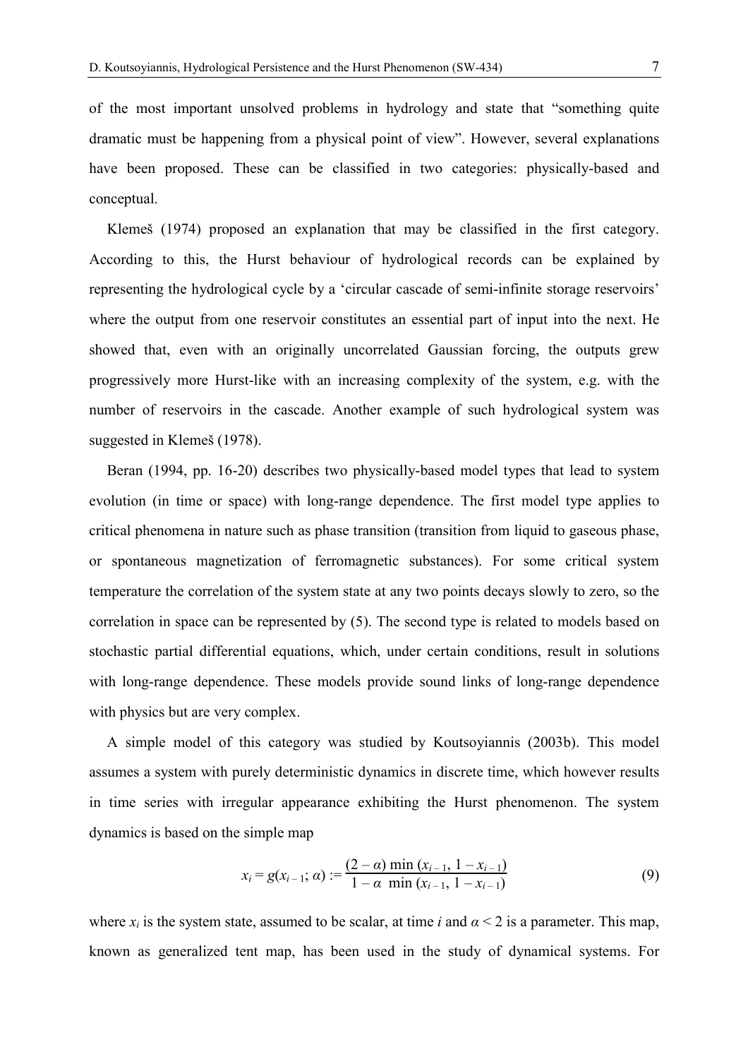of the most important unsolved problems in hydrology and state that "something quite dramatic must be happening from a physical point of view". However, several explanations have been proposed. These can be classified in two categories: physically-based and conceptual.

Klemeš (1974) proposed an explanation that may be classified in the first category. According to this, the Hurst behaviour of hydrological records can be explained by representing the hydrological cycle by a 'circular cascade of semi-infinite storage reservoirs' where the output from one reservoir constitutes an essential part of input into the next. He showed that, even with an originally uncorrelated Gaussian forcing, the outputs grew progressively more Hurst-like with an increasing complexity of the system, e.g. with the number of reservoirs in the cascade. Another example of such hydrological system was suggested in Klemeš (1978).

Beran (1994, pp. 16-20) describes two physically-based model types that lead to system evolution (in time or space) with long-range dependence. The first model type applies to critical phenomena in nature such as phase transition (transition from liquid to gaseous phase, or spontaneous magnetization of ferromagnetic substances). For some critical system temperature the correlation of the system state at any two points decays slowly to zero, so the correlation in space can be represented by (5). The second type is related to models based on stochastic partial differential equations, which, under certain conditions, result in solutions with long-range dependence. These models provide sound links of long-range dependence with physics but are very complex.

A simple model of this category was studied by Koutsoyiannis (2003b). This model assumes a system with purely deterministic dynamics in discrete time, which however results in time series with irregular appearance exhibiting the Hurst phenomenon. The system dynamics is based on the simple map

$$x_i = g(x_{i-1}; \alpha) := \frac{(2-\alpha)\min(x_{i-1}, 1-x_{i-1})}{1-\alpha \min(x_{i-1}, 1-x_{i-1})} \tag{9}$$

where $x_i$ is the system state, assumed to be scalar, at time $i$ and $\alpha < 2$ is a parameter. This map, known as generalized tent map, has been used in the study of dynamical systems. For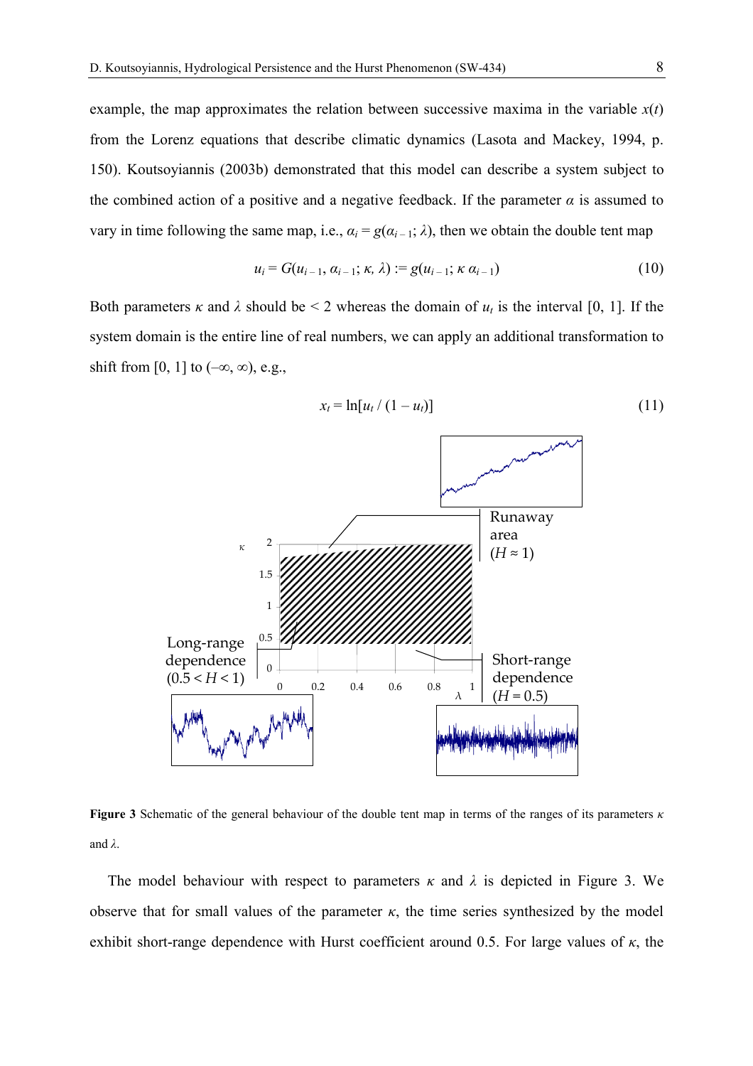example, the map approximates the relation between successive maxima in the variable $x(t)$ from the Lorenz equations that describe climatic dynamics (Lasota and Mackey, 1994, p. 150). Koutsoyiannis (2003b) demonstrated that this model can describe a system subject to the combined action of a positive and a negative feedback. If the parameter $\alpha$ is assumed to vary in time following the same map, i.e., $\alpha_i = g(\alpha_{i-1}; \lambda)$, then we obtain the double tent map

$$u_i = G(u_{i-1}, \alpha_{i-1}; \kappa, \lambda) := g(u_{i-1}; \kappa\, \alpha_{i-1}) \tag{10}$$

Both parameters $\kappa$ and $\lambda$ should be < 2 whereas the domain of $u_t$ is the interval [0, 1]. If the system domain is the entire line of real numbers, we can apply an additional transformation to shift from [0, 1] to $(-\infty, \infty)$, e.g.,

$$x_t = \ln[u_t / (1 - u_t)] \tag{11}$$

**Figure 3** Schematic of the general behaviour of the double tent map in terms of the ranges of its parameters $\kappa$ and $\lambda$.

The model behaviour with respect to parameters $\kappa$ and $\lambda$ is depicted in Figure 3. We observe that for small values of the parameter $\kappa$, the time series synthesized by the model exhibit short-range dependence with Hurst coefficient around 0.5. For large values of $\kappa$, the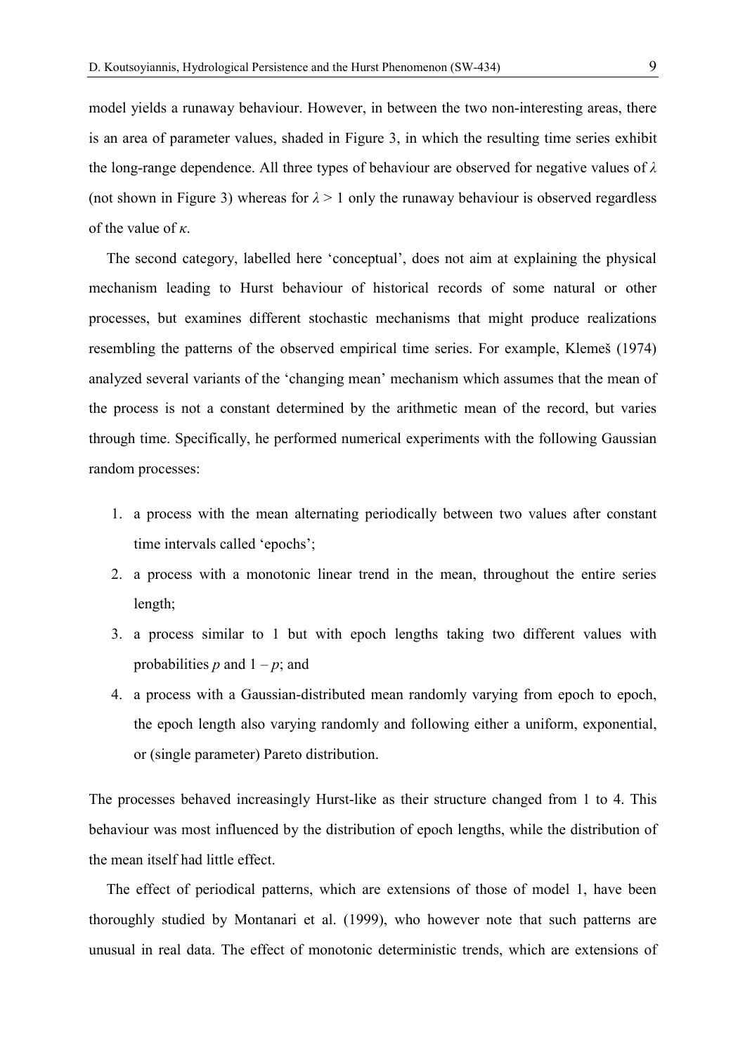model yields a runaway behaviour. However, in between the two non-interesting areas, there is an area of parameter values, shaded in Figure 3, in which the resulting time series exhibit the long-range dependence. All three types of behaviour are observed for negative values of $\lambda$ (not shown in Figure 3) whereas for $\lambda > 1$ only the runaway behaviour is observed regardless of the value of $\kappa$.

The second category, labelled here 'conceptual', does not aim at explaining the physical mechanism leading to Hurst behaviour of historical records of some natural or other processes, but examines different stochastic mechanisms that might produce realizations resembling the patterns of the observed empirical time series. For example, Klemeš (1974) analyzed several variants of the 'changing mean' mechanism which assumes that the mean of the process is not a constant determined by the arithmetic mean of the record, but varies through time. Specifically, he performed numerical experiments with the following Gaussian random processes:

1. a process with the mean alternating periodically between two values after constant time intervals called 'epochs';
2. a process with a monotonic linear trend in the mean, throughout the entire series length;
3. a process similar to 1 but with epoch lengths taking two different values with probabilities $p$ and $1 - p$; and
4. a process with a Gaussian-distributed mean randomly varying from epoch to epoch, the epoch length also varying randomly and following either a uniform, exponential, or (single parameter) Pareto distribution.

The processes behaved increasingly Hurst-like as their structure changed from 1 to 4. This behaviour was most influenced by the distribution of epoch lengths, while the distribution of the mean itself had little effect.

The effect of periodical patterns, which are extensions of those of model 1, have been thoroughly studied by Montanari et al. (1999), who however note that such patterns are unusual in real data. The effect of monotonic deterministic trends, which are extensions of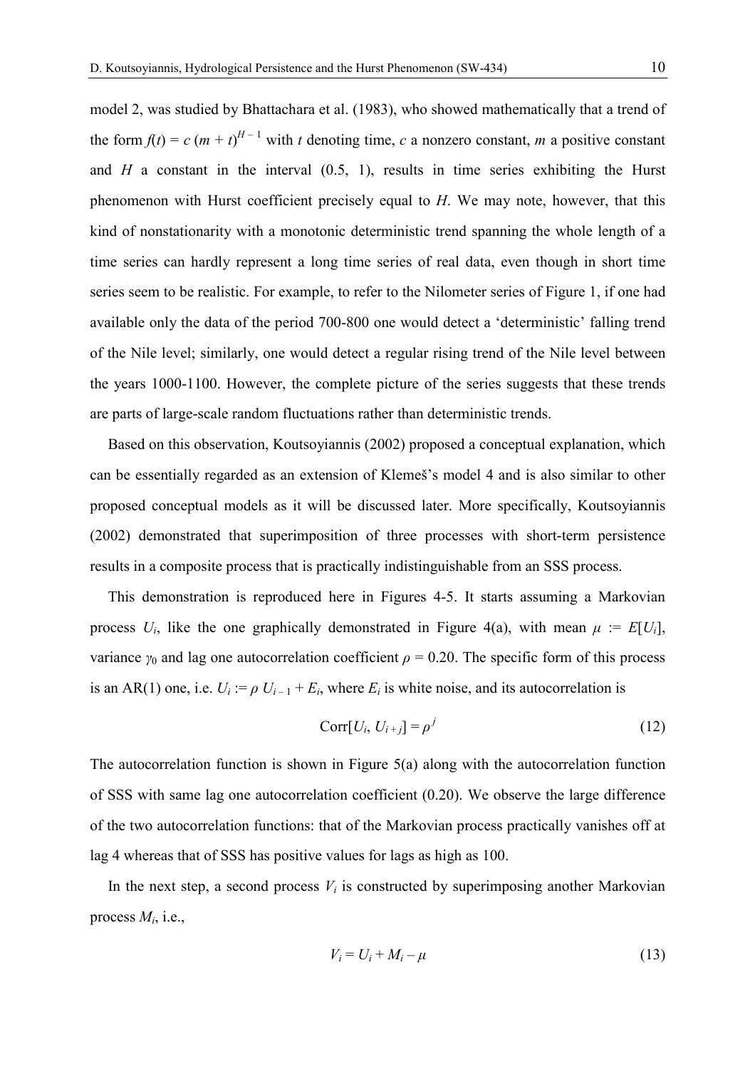model 2, was studied by Bhattachara et al. (1983), who showed mathematically that a trend of the form $f(t) = c\,(m + t)^{H-1}$ with $t$ denoting time, $c$ a nonzero constant, $m$ a positive constant and $H$ a constant in the interval (0.5, 1), results in time series exhibiting the Hurst phenomenon with Hurst coefficient precisely equal to $H$. We may note, however, that this kind of nonstationarity with a monotonic deterministic trend spanning the whole length of a time series can hardly represent a long time series of real data, even though in short time series seem to be realistic. For example, to refer to the Nilometer series of Figure 1, if one had available only the data of the period 700-800 one would detect a 'deterministic' falling trend of the Nile level; similarly, one would detect a regular rising trend of the Nile level between the years 1000-1100. However, the complete picture of the series suggests that these trends are parts of large-scale random fluctuations rather than deterministic trends.

Based on this observation, Koutsoyiannis (2002) proposed a conceptual explanation, which can be essentially regarded as an extension of Klemeš's model 4 and is also similar to other proposed conceptual models as it will be discussed later. More specifically, Koutsoyiannis (2002) demonstrated that superimposition of three processes with short-term persistence results in a composite process that is practically indistinguishable from an SSS process.

This demonstration is reproduced here in Figures 4-5. It starts assuming a Markovian process $U_i$, like the one graphically demonstrated in Figure 4(a), with mean $\mu := E[U_i]$, variance $\gamma_0$ and lag one autocorrelation coefficient $\rho = 0.20$. The specific form of this process is an AR(1) one, i.e. $U_i := \rho\, U_{i-1} + E_i$, where $E_i$ is white noise, and its autocorrelation is

$$\mathrm{Corr}[U_i, U_{i+j}] = \rho^j \tag{12}$$

The autocorrelation function is shown in Figure 5(a) along with the autocorrelation function of SSS with same lag one autocorrelation coefficient (0.20). We observe the large difference of the two autocorrelation functions: that of the Markovian process practically vanishes off at lag 4 whereas that of SSS has positive values for lags as high as 100.

In the next step, a second process $V_i$ is constructed by superimposing another Markovian process $M_i$, i.e.,

$$V_i = U_i + M_i - \mu \tag{13}$$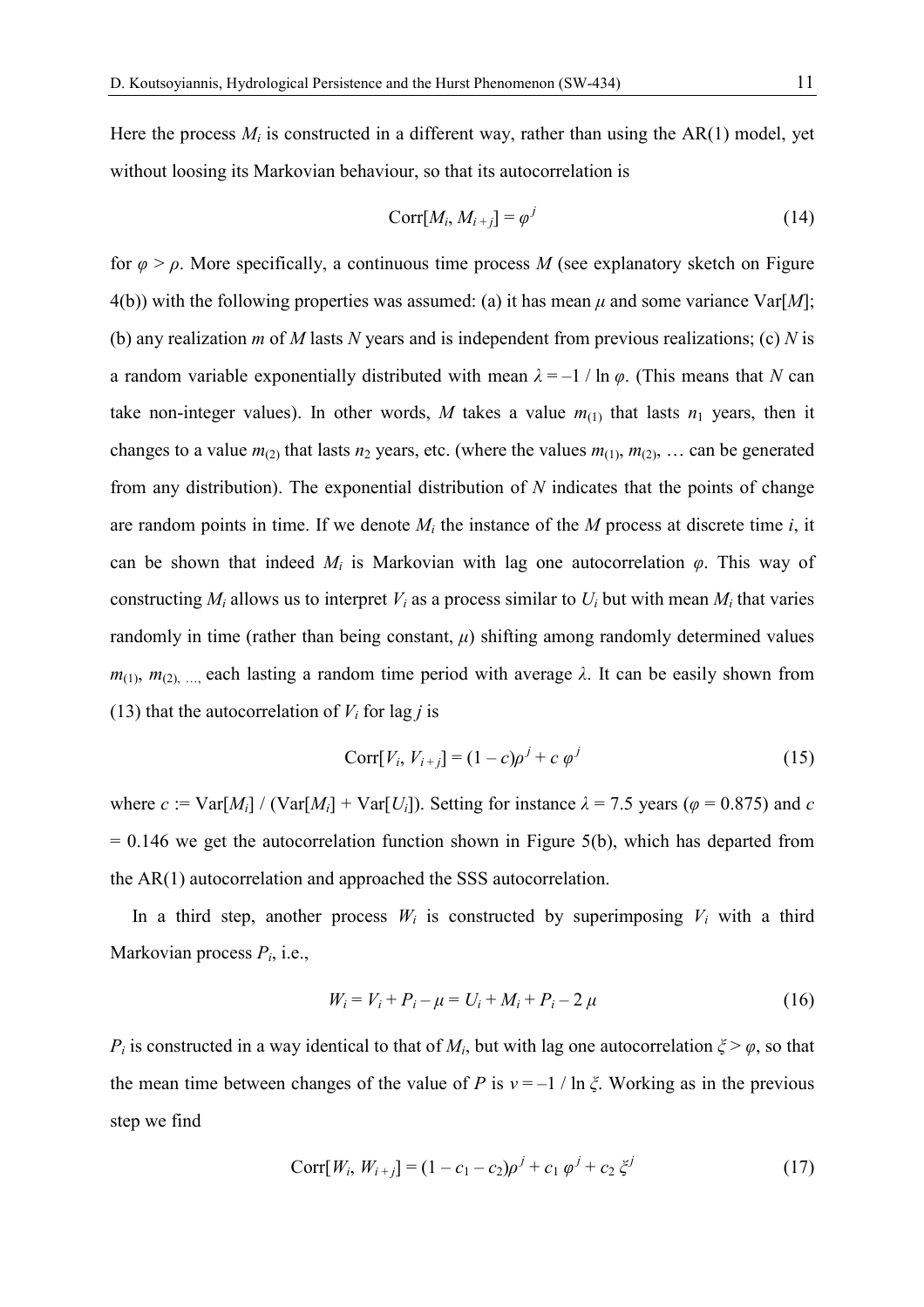Here the process $M_i$ is constructed in a different way, rather than using the AR(1) model, yet without loosing its Markovian behaviour, so that its autocorrelation is

$$\text{Corr}[M_i, M_{i+j}] = \varphi^j \tag{14}$$

for $\varphi > \rho$. More specifically, a continuous time process $M$ (see explanatory sketch on Figure 4(b)) with the following properties was assumed: (a) it has mean $\mu$ and some variance $\text{Var}[M]$; (b) any realization $m$ of $M$ lasts $N$ years and is independent from previous realizations; (c) $N$ is a random variable exponentially distributed with mean $\lambda = -1 / \ln \varphi$. (This means that $N$ can take non-integer values). In other words, $M$ takes a value $m_{(1)}$ that lasts $n_1$ years, then it changes to a value $m_{(2)}$ that lasts $n_2$ years, etc. (where the values $m_{(1)}$, $m_{(2)}$, … can be generated from any distribution). The exponential distribution of $N$ indicates that the points of change are random points in time. If we denote $M_i$ the instance of the $M$ process at discrete time $i$, it can be shown that indeed $M_i$ is Markovian with lag one autocorrelation $\varphi$. This way of constructing $M_i$ allows us to interpret $V_i$ as a process similar to $U_i$ but with mean $M_i$ that varies randomly in time (rather than being constant, $\mu$) shifting among randomly determined values $m_{(1)}$, $m_{(2)}$, …, each lasting a random time period with average $\lambda$. It can be easily shown from (13) that the autocorrelation of $V_i$ for lag $j$ is

$$\text{Corr}[V_i, V_{i+j}] = (1 - c)\rho^j + c\,\varphi^j \tag{15}$$

where $c := \text{Var}[M_i] / (\text{Var}[M_i] + \text{Var}[U_i])$. Setting for instance $\lambda = 7.5$ years ($\varphi = 0.875$) and $c = 0.146$ we get the autocorrelation function shown in Figure 5(b), which has departed from the AR(1) autocorrelation and approached the SSS autocorrelation.

In a third step, another process $W_i$ is constructed by superimposing $V_i$ with a third Markovian process $P_i$, i.e.,

$$W_i = V_i + P_i - \mu = U_i + M_i + P_i - 2\,\mu \tag{16}$$

$P_i$ is constructed in a way identical to that of $M_i$, but with lag one autocorrelation $\xi > \varphi$, so that the mean time between changes of the value of $P$ is $\nu = -1 / \ln \xi$. Working as in the previous step we find

$$\text{Corr}[W_i, W_{i+j}] = (1 - c_1 - c_2)\rho^j + c_1\,\varphi^j + c_2\,\xi^j \tag{17}$$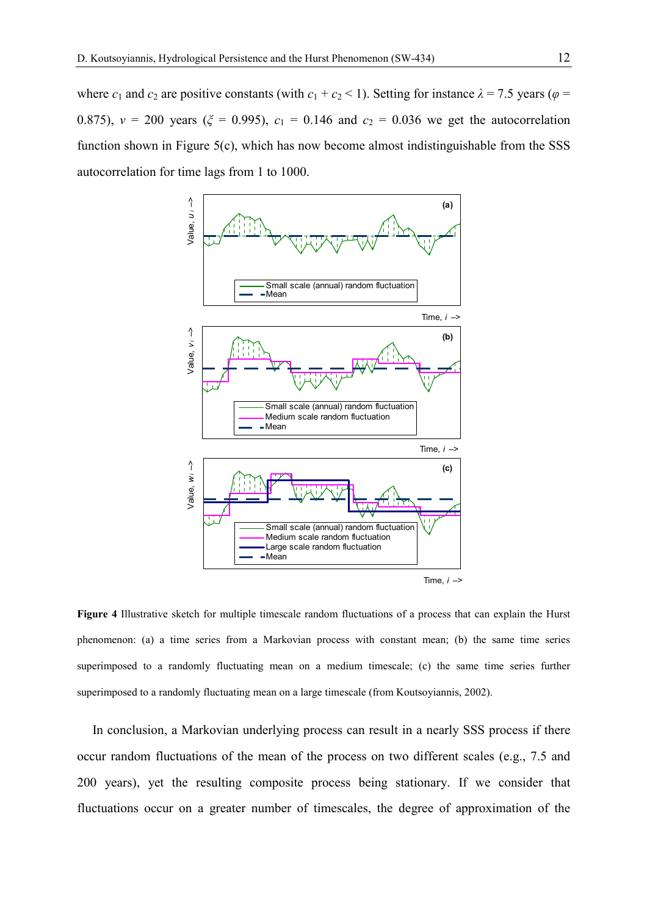where $c_1$ and $c_2$ are positive constants (with $c_1 + c_2 < 1$). Setting for instance $\lambda = 7.5$ years ($\varphi = 0.875$), $\nu = 200$ years ($\xi = 0.995$), $c_1 = 0.146$ and $c_2 = 0.036$ we get the autocorrelation function shown in Figure 5(c), which has now become almost indistinguishable from the SSS autocorrelation for time lags from 1 to 1000.

**Figure 4** Illustrative sketch for multiple timescale random fluctuations of a process that can explain the Hurst phenomenon: (a) a time series from a Markovian process with constant mean; (b) the same time series superimposed to a randomly fluctuating mean on a medium timescale; (c) the same time series further superimposed to a randomly fluctuating mean on a large timescale (from Koutsoyiannis, 2002).

In conclusion, a Markovian underlying process can result in a nearly SSS process if there occur random fluctuations of the mean of the process on two different scales (e.g., 7.5 and 200 years), yet the resulting composite process being stationary. If we consider that fluctuations occur on a greater number of timescales, the degree of approximation of the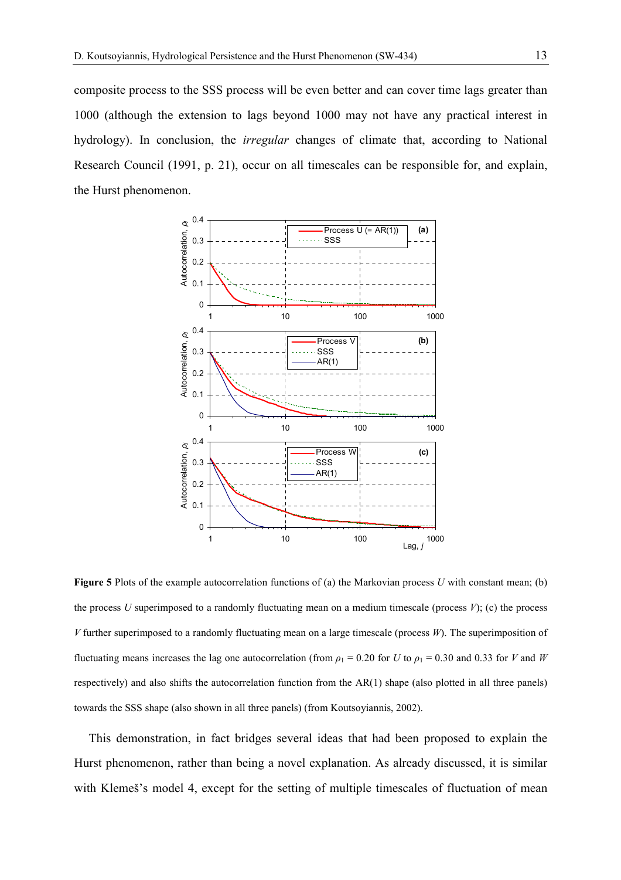composite process to the SSS process will be even better and can cover time lags greater than 1000 (although the extension to lags beyond 1000 may not have any practical interest in hydrology). In conclusion, the *irregular* changes of climate that, according to National Research Council (1991, p. 21), occur on all timescales can be responsible for, and explain, the Hurst phenomenon.

**Figure 5** Plots of the example autocorrelation functions of (a) the Markovian process $U$ with constant mean; (b) the process $U$ superimposed to a randomly fluctuating mean on a medium timescale (process $V$); (c) the process $V$ further superimposed to a randomly fluctuating mean on a large timescale (process $W$). The superimposition of fluctuating means increases the lag one autocorrelation (from $\rho_1 = 0.20$ for $U$ to $\rho_1 = 0.30$ and 0.33 for $V$ and $W$ respectively) and also shifts the autocorrelation function from the AR(1) shape (also plotted in all three panels) towards the SSS shape (also shown in all three panels) (from Koutsoyiannis, 2002).

This demonstration, in fact bridges several ideas that had been proposed to explain the Hurst phenomenon, rather than being a novel explanation. As already discussed, it is similar with Klemeš's model 4, except for the setting of multiple timescales of fluctuation of mean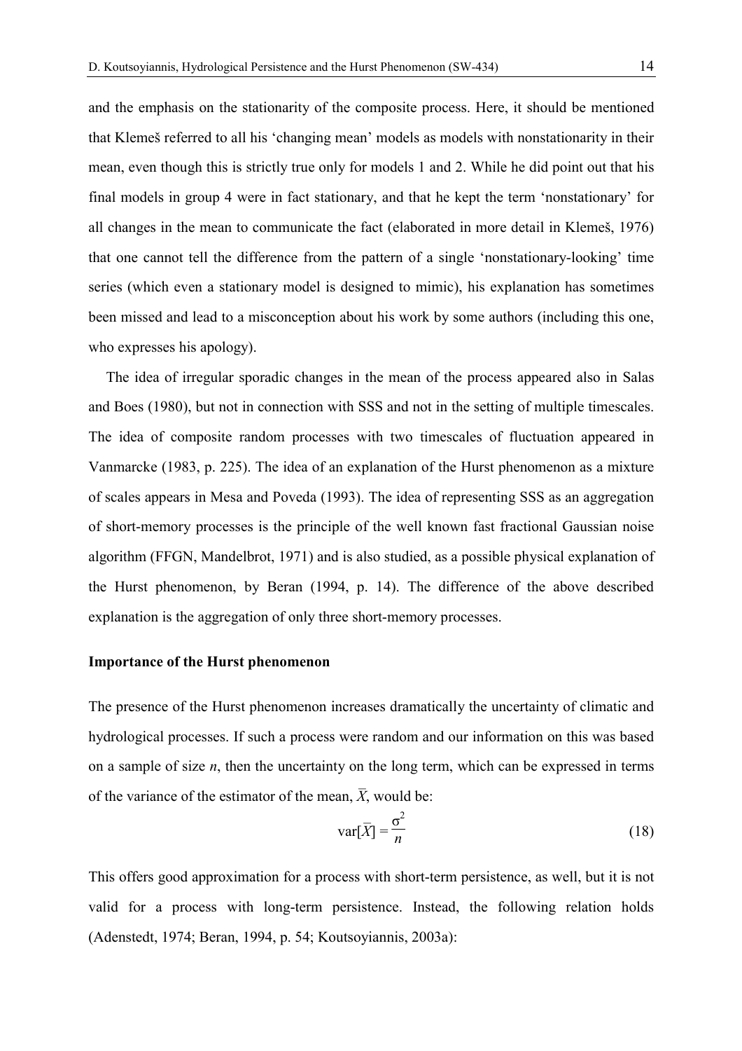and the emphasis on the stationarity of the composite process. Here, it should be mentioned that Klemeš referred to all his 'changing mean' models as models with nonstationarity in their mean, even though this is strictly true only for models 1 and 2. While he did point out that his final models in group 4 were in fact stationary, and that he kept the term 'nonstationary' for all changes in the mean to communicate the fact (elaborated in more detail in Klemeš, 1976) that one cannot tell the difference from the pattern of a single 'nonstationary-looking' time series (which even a stationary model is designed to mimic), his explanation has sometimes been missed and lead to a misconception about his work by some authors (including this one, who expresses his apology).

The idea of irregular sporadic changes in the mean of the process appeared also in Salas and Boes (1980), but not in connection with SSS and not in the setting of multiple timescales. The idea of composite random processes with two timescales of fluctuation appeared in Vanmarcke (1983, p. 225). The idea of an explanation of the Hurst phenomenon as a mixture of scales appears in Mesa and Poveda (1993). The idea of representing SSS as an aggregation of short-memory processes is the principle of the well known fast fractional Gaussian noise algorithm (FFGN, Mandelbrot, 1971) and is also studied, as a possible physical explanation of the Hurst phenomenon, by Beran (1994, p. 14). The difference of the above described explanation is the aggregation of only three short-memory processes.

**Importance of the Hurst phenomenon**

The presence of the Hurst phenomenon increases dramatically the uncertainty of climatic and hydrological processes. If such a process were random and our information on this was based on a sample of size $n$, then the uncertainty on the long term, which can be expressed in terms of the variance of the estimator of the mean, $\bar{X}$, would be:

$$\mathrm{var}[\bar{X}] = \frac{\sigma^2}{n} \tag{18}$$

This offers good approximation for a process with short-term persistence, as well, but it is not valid for a process with long-term persistence. Instead, the following relation holds (Adenstedt, 1974; Beran, 1994, p. 54; Koutsoyiannis, 2003a):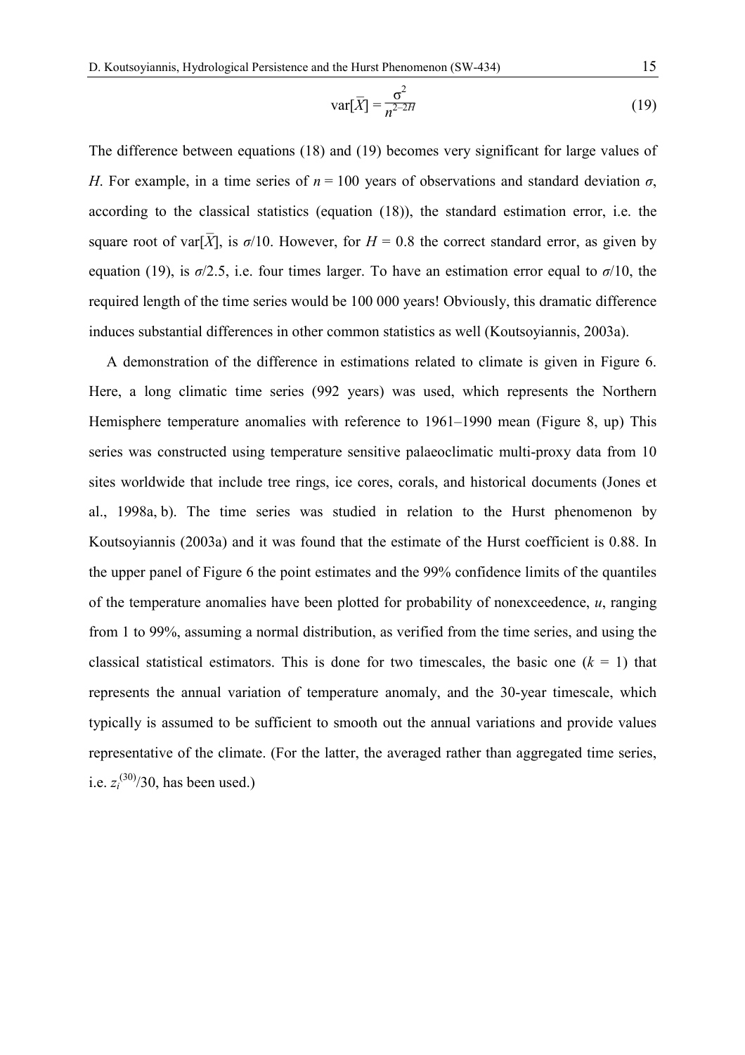$$\mathrm{var}[\bar{X}] = \frac{\sigma^2}{n^{2-2H}} \tag{19}$$

The difference between equations (18) and (19) becomes very significant for large values of $H$. For example, in a time series of $n = 100$ years of observations and standard deviation $\sigma$, according to the classical statistics (equation (18)), the standard estimation error, i.e. the square root of $\mathrm{var}[\bar{X}]$, is $\sigma/10$. However, for $H = 0.8$ the correct standard error, as given by equation (19), is $\sigma/2.5$, i.e. four times larger. To have an estimation error equal to $\sigma/10$, the required length of the time series would be 100 000 years! Obviously, this dramatic difference induces substantial differences in other common statistics as well (Koutsoyiannis, 2003a).

A demonstration of the difference in estimations related to climate is given in Figure 6. Here, a long climatic time series (992 years) was used, which represents the Northern Hemisphere temperature anomalies with reference to 1961–1990 mean (Figure 8, up) This series was constructed using temperature sensitive palaeoclimatic multi-proxy data from 10 sites worldwide that include tree rings, ice cores, corals, and historical documents (Jones et al., 1998a, b). The time series was studied in relation to the Hurst phenomenon by Koutsoyiannis (2003a) and it was found that the estimate of the Hurst coefficient is 0.88. In the upper panel of Figure 6 the point estimates and the 99% confidence limits of the quantiles of the temperature anomalies have been plotted for probability of nonexceedence, $u$, ranging from 1 to 99%, assuming a normal distribution, as verified from the time series, and using the classical statistical estimators. This is done for two timescales, the basic one ($k = 1$) that represents the annual variation of temperature anomaly, and the 30-year timescale, which typically is assumed to be sufficient to smooth out the annual variations and provide values representative of the climate. (For the latter, the averaged rather than aggregated time series, i.e. $z_i^{(30)}/30$, has been used.)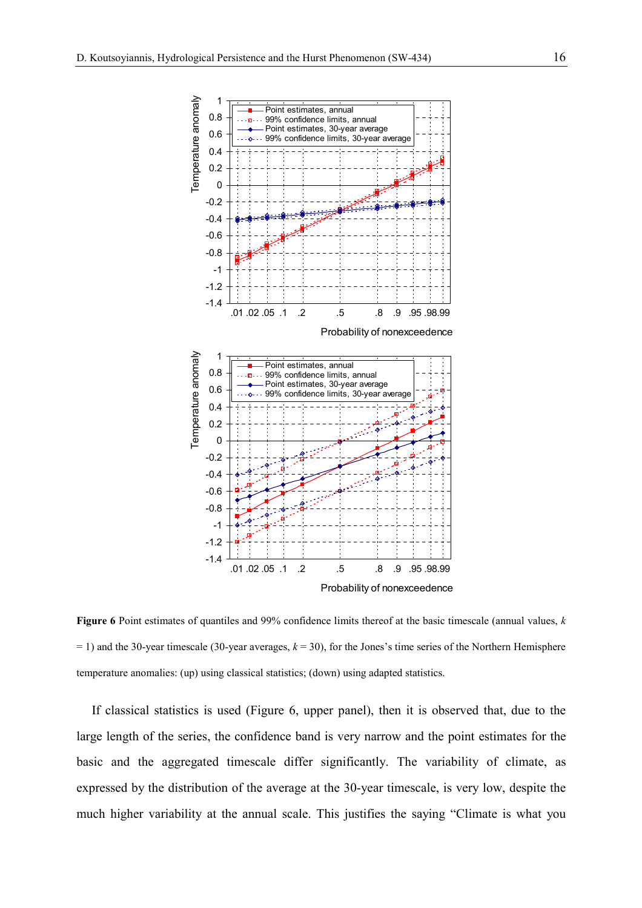**Figure 6** Point estimates of quantiles and 99% confidence limits thereof at the basic timescale (annual values, $k = 1$) and the 30-year timescale (30-year averages, $k = 30$), for the Jones's time series of the Northern Hemisphere temperature anomalies: (up) using classical statistics; (down) using adapted statistics.

If classical statistics is used (Figure 6, upper panel), then it is observed that, due to the large length of the series, the confidence band is very narrow and the point estimates for the basic and the aggregated timescale differ significantly. The variability of climate, as expressed by the distribution of the average at the 30-year timescale, is very low, despite the much higher variability at the annual scale. This justifies the saying "Climate is what you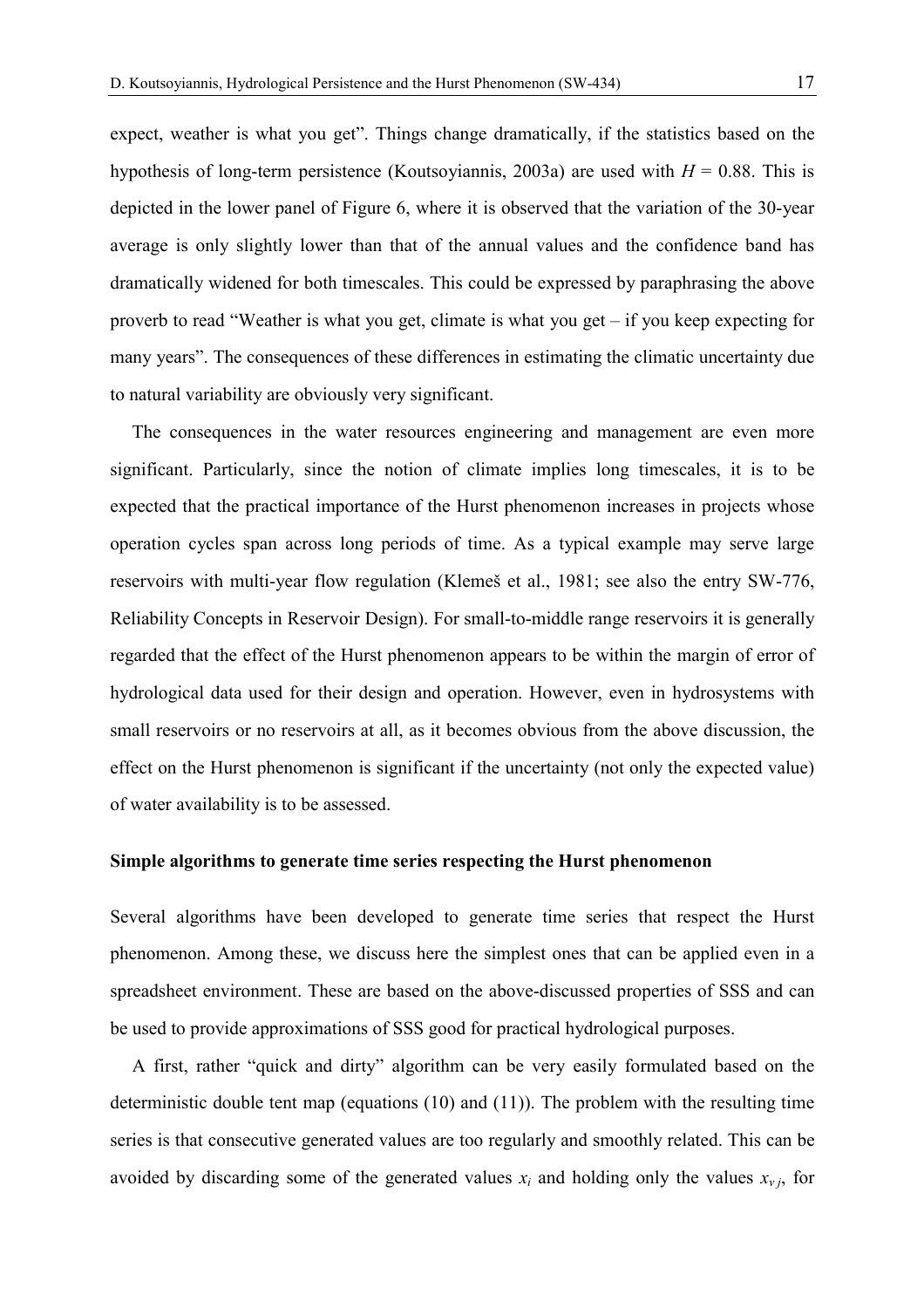expect, weather is what you get". Things change dramatically, if the statistics based on the hypothesis of long-term persistence (Koutsoyiannis, 2003a) are used with $H = 0.88$. This is depicted in the lower panel of Figure 6, where it is observed that the variation of the 30-year average is only slightly lower than that of the annual values and the confidence band has dramatically widened for both timescales. This could be expressed by paraphrasing the above proverb to read "Weather is what you get, climate is what you get – if you keep expecting for many years". The consequences of these differences in estimating the climatic uncertainty due to natural variability are obviously very significant.

The consequences in the water resources engineering and management are even more significant. Particularly, since the notion of climate implies long timescales, it is to be expected that the practical importance of the Hurst phenomenon increases in projects whose operation cycles span across long periods of time. As a typical example may serve large reservoirs with multi-year flow regulation (Klemeš et al., 1981; see also the entry SW-776, Reliability Concepts in Reservoir Design). For small-to-middle range reservoirs it is generally regarded that the effect of the Hurst phenomenon appears to be within the margin of error of hydrological data used for their design and operation. However, even in hydrosystems with small reservoirs or no reservoirs at all, as it becomes obvious from the above discussion, the effect on the Hurst phenomenon is significant if the uncertainty (not only the expected value) of water availability is to be assessed.

## Simple algorithms to generate time series respecting the Hurst phenomenon

Several algorithms have been developed to generate time series that respect the Hurst phenomenon. Among these, we discuss here the simplest ones that can be applied even in a spreadsheet environment. These are based on the above-discussed properties of SSS and can be used to provide approximations of SSS good for practical hydrological purposes.

A first, rather "quick and dirty" algorithm can be very easily formulated based on the deterministic double tent map (equations (10) and (11)). The problem with the resulting time series is that consecutive generated values are too regularly and smoothly related. This can be avoided by discarding some of the generated values $x_i$ and holding only the values $x_{\nu j}$, for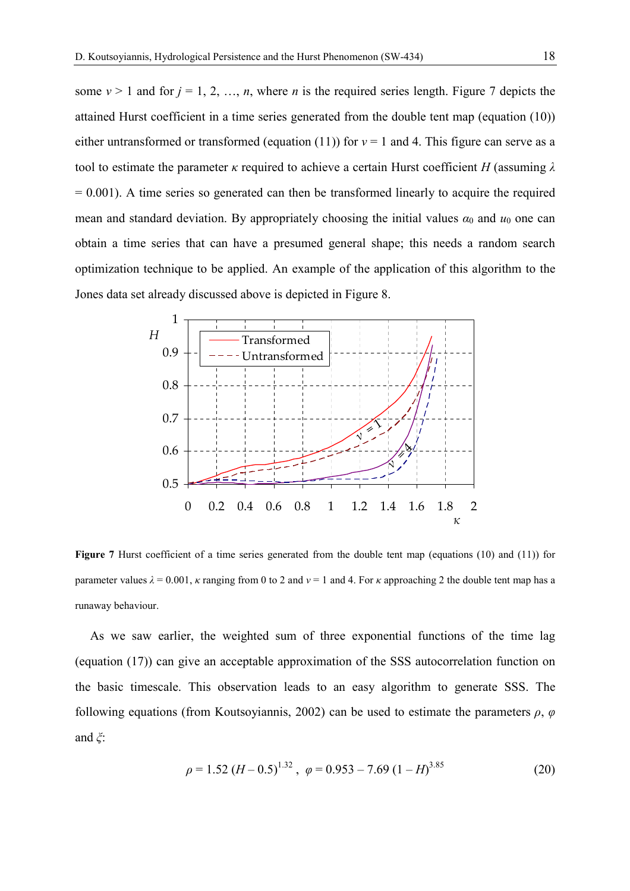some $v > 1$ and for $j = 1, 2, \ldots, n$, where $n$ is the required series length. Figure 7 depicts the attained Hurst coefficient in a time series generated from the double tent map (equation (10)) either untransformed or transformed (equation (11)) for $v = 1$ and 4. This figure can serve as a tool to estimate the parameter $\kappa$ required to achieve a certain Hurst coefficient $H$ (assuming $\lambda = 0.001$). A time series so generated can then be transformed linearly to acquire the required mean and standard deviation. By appropriately choosing the initial values $\alpha_0$ and $u_0$ one can obtain a time series that can have a presumed general shape; this needs a random search optimization technique to be applied. An example of the application of this algorithm to the Jones data set already discussed above is depicted in Figure 8.

**Figure 7** Hurst coefficient of a time series generated from the double tent map (equations (10) and (11)) for parameter values $\lambda = 0.001$, $\kappa$ ranging from 0 to 2 and $v = 1$ and 4. For $\kappa$ approaching 2 the double tent map has a runaway behaviour.

As we saw earlier, the weighted sum of three exponential functions of the time lag (equation (17)) can give an acceptable approximation of the SSS autocorrelation function on the basic timescale. This observation leads to an easy algorithm to generate SSS. The following equations (from Koutsoyiannis, 2002) can be used to estimate the parameters $\rho$, $\varphi$ and $\xi$:

$$\rho = 1.52\,(H - 0.5)^{1.32}, \quad \varphi = 0.953 - 7.69\,(1 - H)^{3.85} \tag{20}$$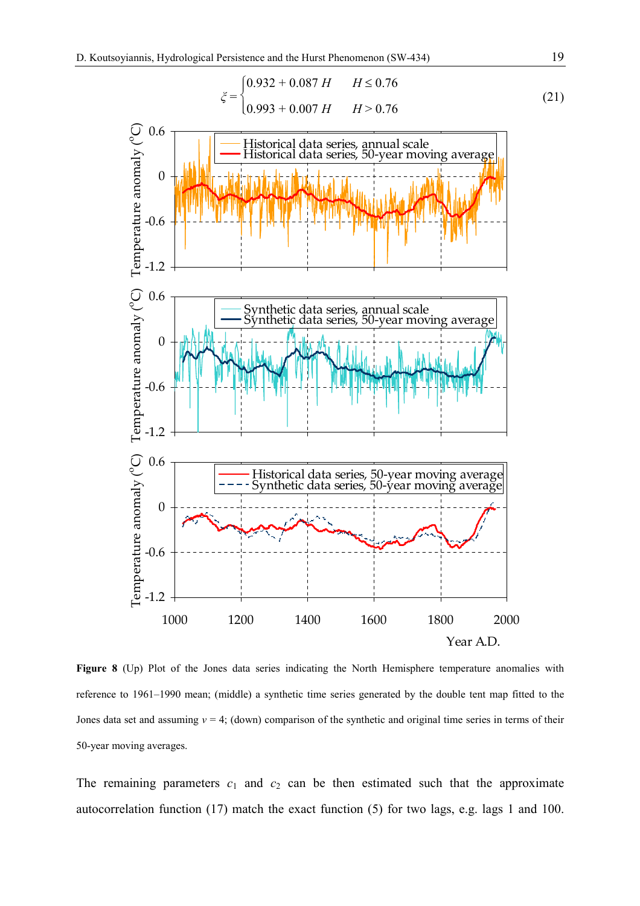$$\xi = \begin{cases} 0.932 + 0.087\,H & H \le 0.76 \\ 0.993 + 0.007\,H & H > 0.76 \end{cases} \tag{21}$$

**Figure 8** (Up) Plot of the Jones data series indicating the North Hemisphere temperature anomalies with reference to 1961–1990 mean; (middle) a synthetic time series generated by the double tent map fitted to the Jones data set and assuming $v = 4$; (down) comparison of the synthetic and original time series in terms of their 50-year moving averages.

The remaining parameters $c_1$ and $c_2$ can be then estimated such that the approximate autocorrelation function (17) match the exact function (5) for two lags, e.g. lags 1 and 100.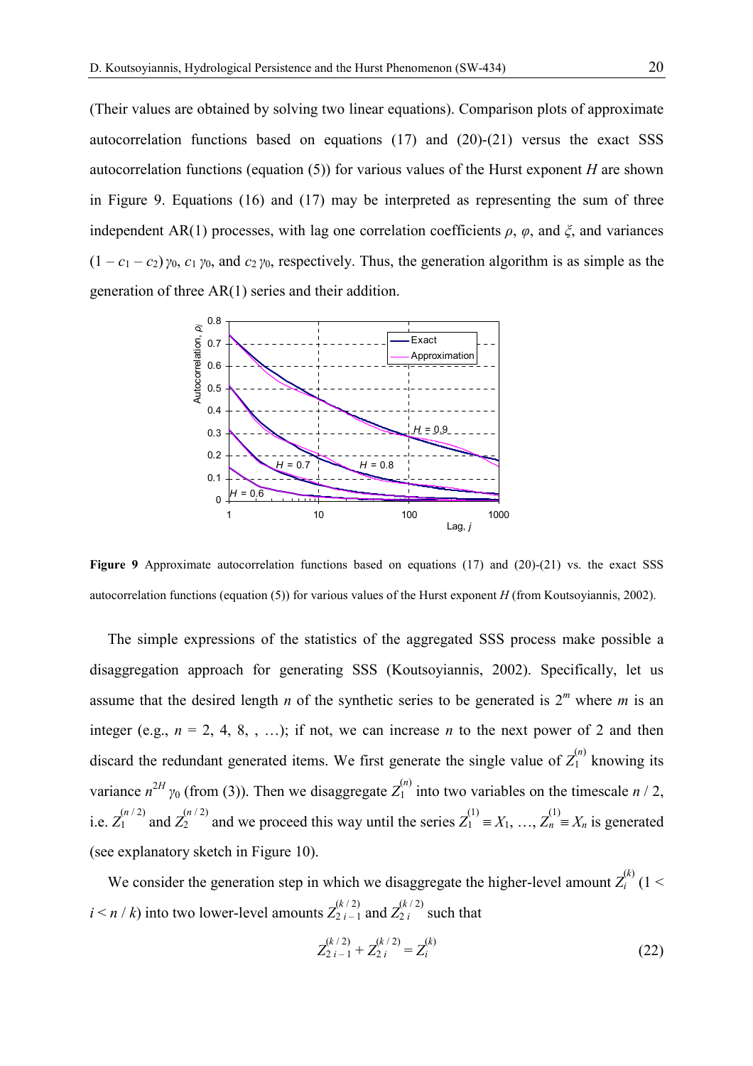(Their values are obtained by solving two linear equations). Comparison plots of approximate autocorrelation functions based on equations (17) and (20)-(21) versus the exact SSS autocorrelation functions (equation (5)) for various values of the Hurst exponent $H$ are shown in Figure 9. Equations (16) and (17) may be interpreted as representing the sum of three independent AR(1) processes, with lag one correlation coefficients $\rho$, $\varphi$, and $\xi$, and variances $(1 - c_1 - c_2)\,\gamma_0$, $c_1\,\gamma_0$, and $c_2\,\gamma_0$, respectively. Thus, the generation algorithm is as simple as the generation of three AR(1) series and their addition.

**Figure 9** Approximate autocorrelation functions based on equations (17) and (20)-(21) vs. the exact SSS autocorrelation functions (equation (5)) for various values of the Hurst exponent $H$ (from Koutsoyiannis, 2002).

The simple expressions of the statistics of the aggregated SSS process make possible a disaggregation approach for generating SSS (Koutsoyiannis, 2002). Specifically, let us assume that the desired length $n$ of the synthetic series to be generated is $2^m$ where $m$ is an integer (e.g., $n$ = 2, 4, 8, , …); if not, we can increase $n$ to the next power of 2 and then discard the redundant generated items. We first generate the single value of $Z_1^{(n)}$ knowing its variance $n^{2H}\,\gamma_0$ (from (3)). Then we disaggregate $Z_1^{(n)}$ into two variables on the timescale $n$ / 2, i.e. $Z_1^{(n/2)}$ and $Z_2^{(n/2)}$ and we proceed this way until the series $Z_1^{(1)} \equiv X_1, \ldots, Z_n^{(1)} \equiv X_n$ is generated (see explanatory sketch in Figure 10).

We consider the generation step in which we disaggregate the higher-level amount $Z_i^{(k)}$ ($1 < i < n / k$) into two lower-level amounts $Z_{2i-1}^{(k/2)}$ and $Z_{2i}^{(k/2)}$ such that

$$Z_{2i-1}^{(k/2)} + Z_{2i}^{(k/2)} = Z_i^{(k)} \tag{22}$$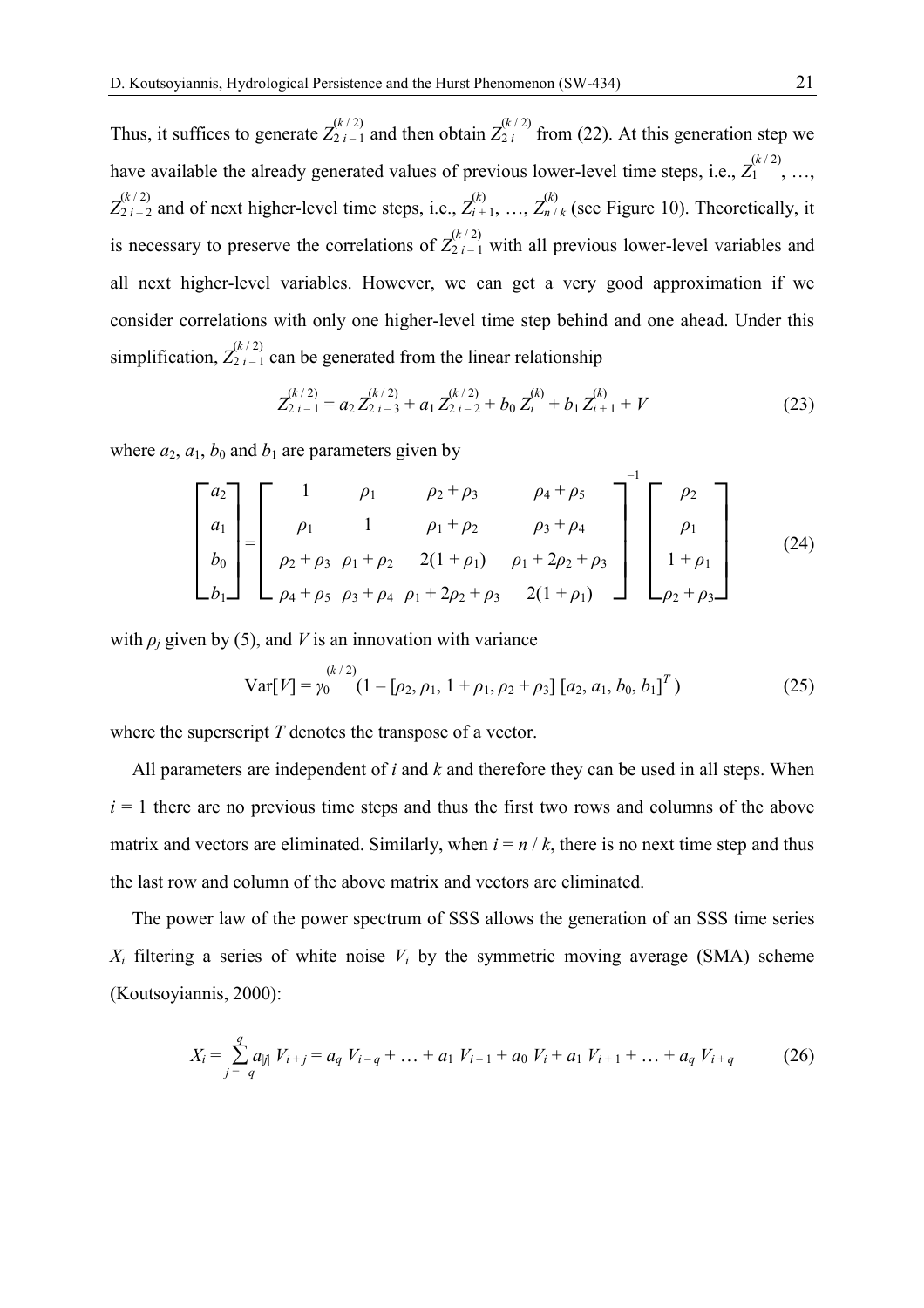Thus, it suffices to generate $Z_{2i-1}^{(k/2)}$ and then obtain $Z_{2i}^{(k/2)}$ from (22). At this generation step we have available the already generated values of previous lower-level time steps, i.e., $Z_1^{(k/2)}$, …, $Z_{2i-2}^{(k/2)}$ and of next higher-level time steps, i.e., $Z_{i+1}^{(k)}$, …, $Z_{n/k}^{(k)}$ (see Figure 10). Theoretically, it is necessary to preserve the correlations of $Z_{2i-1}^{(k/2)}$ with all previous lower-level variables and all next higher-level variables. However, we can get a very good approximation if we consider correlations with only one higher-level time step behind and one ahead. Under this simplification, $Z_{2i-1}^{(k/2)}$ can be generated from the linear relationship

$$Z_{2i-1}^{(k/2)} = a_2\, Z_{2i-3}^{(k/2)} + a_1\, Z_{2i-2}^{(k/2)} + b_0\, Z_i^{(k)} + b_1\, Z_{i+1}^{(k)} + V \tag{23}$$

where $a_2$, $a_1$, $b_0$ and $b_1$ are parameters given by

$$\begin{bmatrix} a_2 \\ a_1 \\ b_0 \\ b_1 \end{bmatrix} = \begin{bmatrix} 1 & \rho_1 & \rho_2 + \rho_3 & \rho_4 + \rho_5 \\ \rho_1 & 1 & \rho_1 + \rho_2 & \rho_3 + \rho_4 \\ \rho_2 + \rho_3 & \rho_1 + \rho_2 & 2(1 + \rho_1) & \rho_1 + 2\rho_2 + \rho_3 \\ \rho_4 + \rho_5 & \rho_3 + \rho_4 & \rho_1 + 2\rho_2 + \rho_3 & 2(1 + \rho_1) \end{bmatrix}^{-1} \begin{bmatrix} \rho_2 \\ \rho_1 \\ 1 + \rho_1 \\ \rho_2 + \rho_3 \end{bmatrix} \tag{24}$$

with $\rho_j$ given by (5), and $V$ is an innovation with variance

$$\mathrm{Var}[V] = \gamma_0^{(k/2)} \left(1 - [\rho_2, \rho_1, 1 + \rho_1, \rho_2 + \rho_3]\, [a_2, a_1, b_0, b_1]^T\right) \tag{25}$$

where the superscript $T$ denotes the transpose of a vector.

All parameters are independent of $i$ and $k$ and therefore they can be used in all steps. When $i = 1$ there are no previous time steps and thus the first two rows and columns of the above matrix and vectors are eliminated. Similarly, when $i = n / k$, there is no next time step and thus the last row and column of the above matrix and vectors are eliminated.

The power law of the power spectrum of SSS allows the generation of an SSS time series $X_i$ filtering a series of white noise $V_i$ by the symmetric moving average (SMA) scheme (Koutsoyiannis, 2000):

$$X_i = \sum_{j=-q}^{q} a_{|j|}\, V_{i+j} = a_q\, V_{i-q} + \ldots + a_1\, V_{i-1} + a_0\, V_i + a_1\, V_{i+1} + \ldots + a_q\, V_{i+q} \tag{26}$$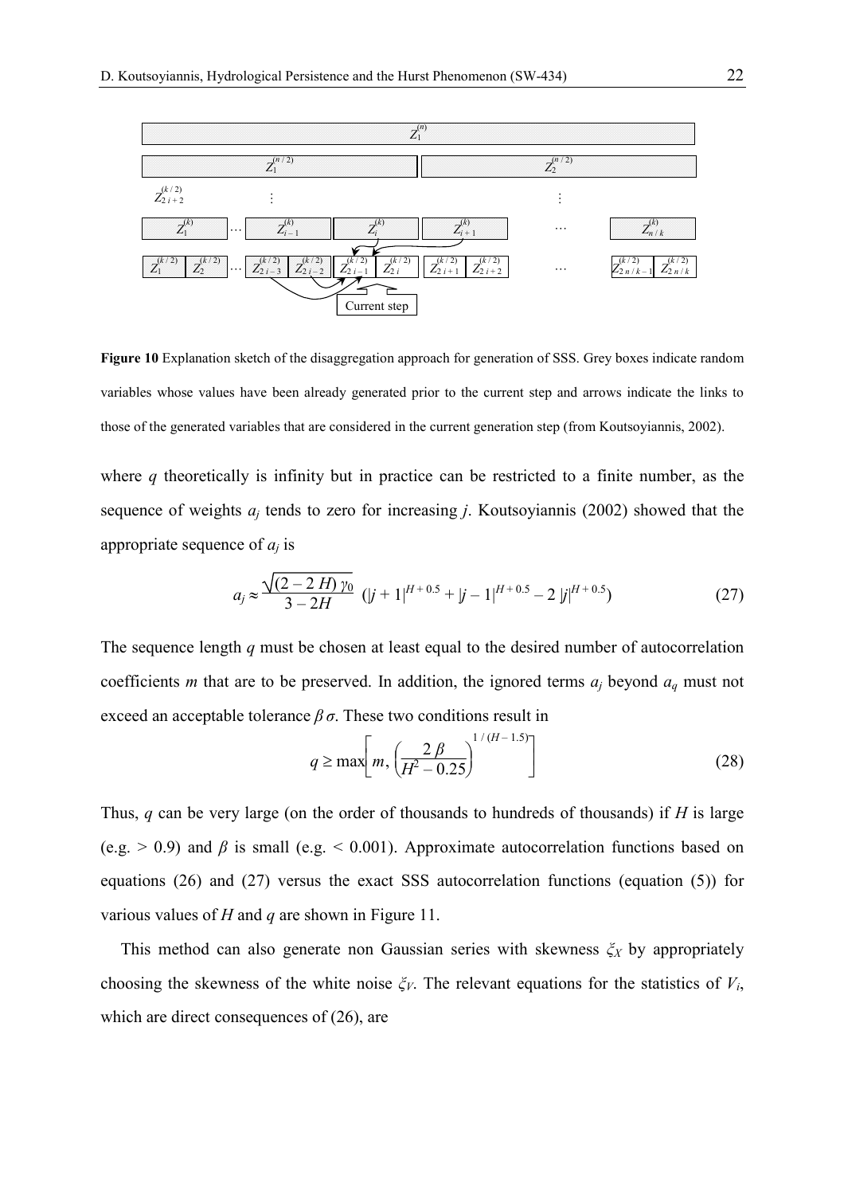**Figure 10** Explanation sketch of the disaggregation approach for generation of SSS. Grey boxes indicate random variables whose values have been already generated prior to the current step and arrows indicate the links to those of the generated variables that are considered in the current generation step (from Koutsoyiannis, 2002).

where $q$ theoretically is infinity but in practice can be restricted to a finite number, as the sequence of weights $a_j$ tends to zero for increasing $j$. Koutsoyiannis (2002) showed that the appropriate sequence of $a_j$ is

$$a_j \approx \frac{\sqrt{(2 - 2H)\,\gamma_0}}{3 - 2H}\;\left(|j + 1|^{H + 0.5} + |j - 1|^{H + 0.5} - 2\,|j|^{H + 0.5}\right) \tag{27}$$

The sequence length $q$ must be chosen at least equal to the desired number of autocorrelation coefficients $m$ that are to be preserved. In addition, the ignored terms $a_j$ beyond $a_q$ must not exceed an acceptable tolerance $\beta\,\sigma$. These two conditions result in

$$q \geq \max\left[m, \left(\frac{2\,\beta}{H^2 - 0.25}\right)^{1/(H - 1.5)}\right] \tag{28}$$

Thus, $q$ can be very large (on the order of thousands to hundreds of thousands) if $H$ is large (e.g. $> 0.9$) and $\beta$ is small (e.g. $< 0.001$). Approximate autocorrelation functions based on equations (26) and (27) versus the exact SSS autocorrelation functions (equation (5)) for various values of $H$ and $q$ are shown in Figure 11.

This method can also generate non Gaussian series with skewness $\xi_X$ by appropriately choosing the skewness of the white noise $\xi_V$. The relevant equations for the statistics of $V_i$, which are direct consequences of (26), are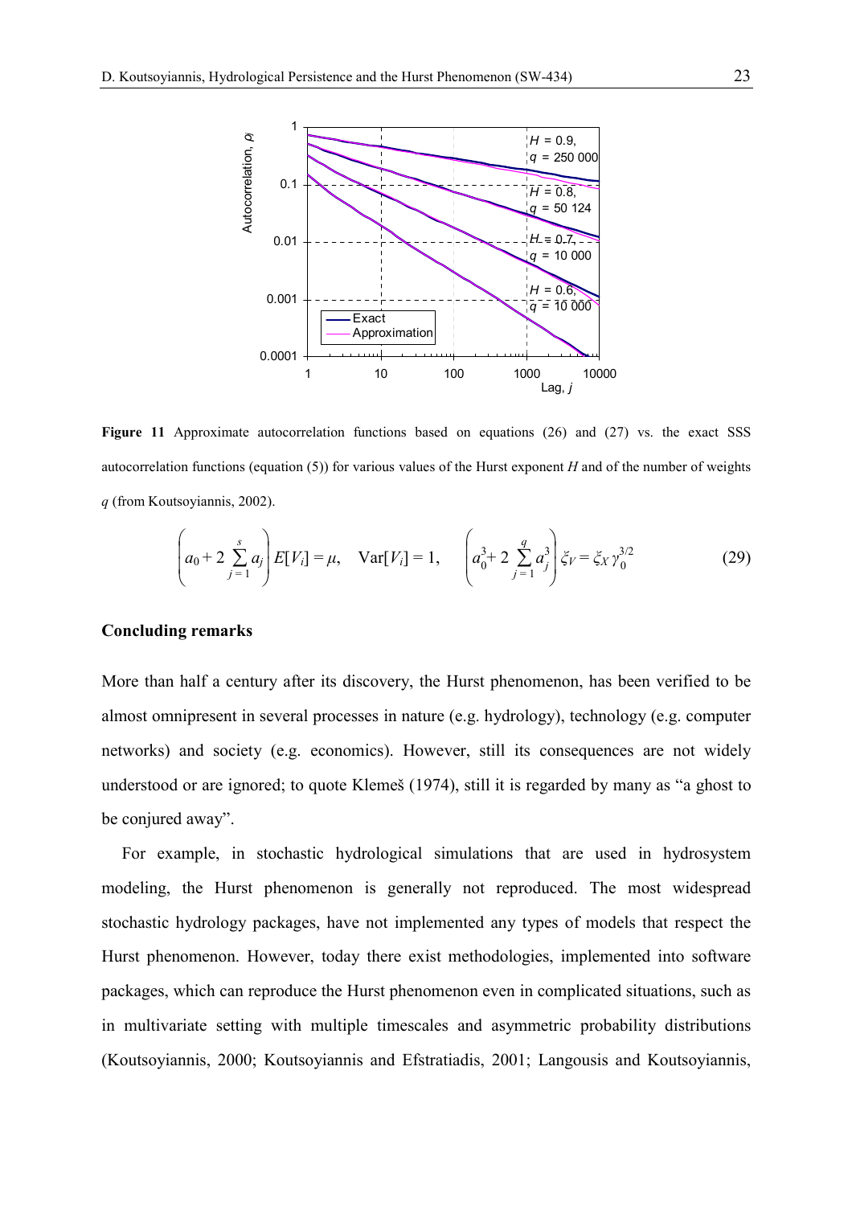**Figure 11** Approximate autocorrelation functions based on equations (26) and (27) vs. the exact SSS autocorrelation functions (equation (5)) for various values of the Hurst exponent $H$ and of the number of weights $q$ (from Koutsoyiannis, 2002).

$$\left(a_0 + 2\sum_{j=1}^{s} a_j\right) E[V_i] = \mu, \quad \mathrm{Var}[V_i] = 1, \quad \left(a_0^3 + 2\sum_{j=1}^{q} a_j^3\right) \xi_V = \xi_X \gamma_0^{3/2} \tag{29}$$

## Concluding remarks

More than half a century after its discovery, the Hurst phenomenon, has been verified to be almost omnipresent in several processes in nature (e.g. hydrology), technology (e.g. computer networks) and society (e.g. economics). However, still its consequences are not widely understood or are ignored; to quote Klemeš (1974), still it is regarded by many as "a ghost to be conjured away".

For example, in stochastic hydrological simulations that are used in hydrosystem modeling, the Hurst phenomenon is generally not reproduced. The most widespread stochastic hydrology packages, have not implemented any types of models that respect the Hurst phenomenon. However, today there exist methodologies, implemented into software packages, which can reproduce the Hurst phenomenon even in complicated situations, such as in multivariate setting with multiple timescales and asymmetric probability distributions (Koutsoyiannis, 2000; Koutsoyiannis and Efstratiadis, 2001; Langousis and Koutsoyiannis,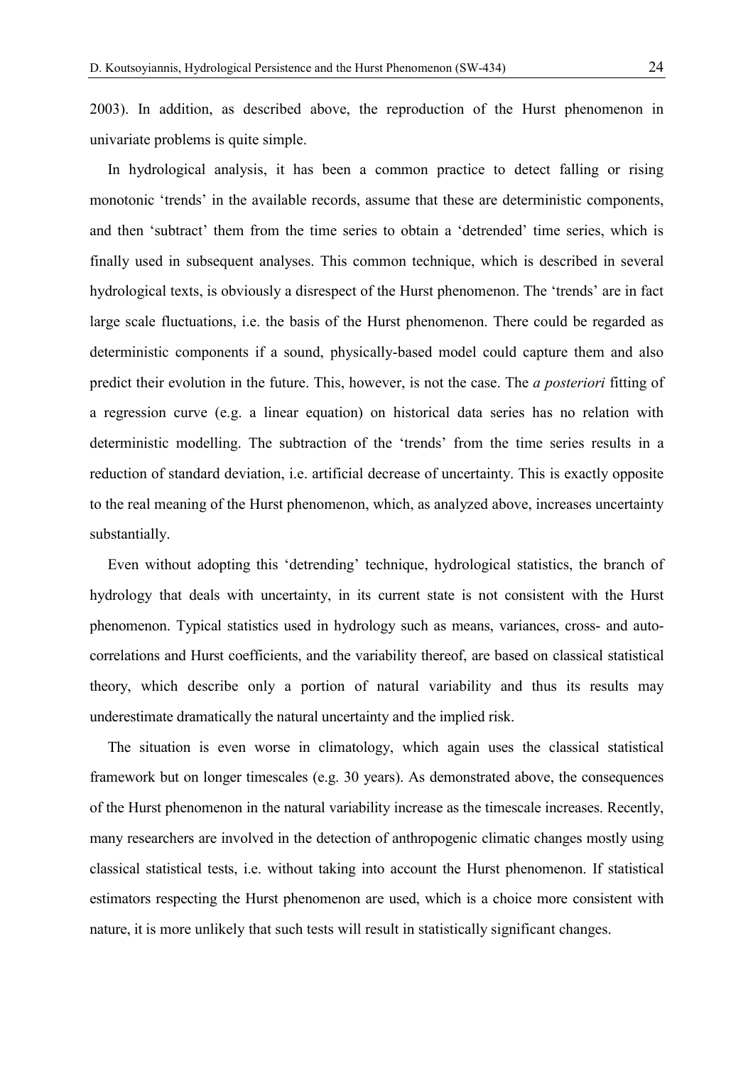2003). In addition, as described above, the reproduction of the Hurst phenomenon in univariate problems is quite simple.

In hydrological analysis, it has been a common practice to detect falling or rising monotonic 'trends' in the available records, assume that these are deterministic components, and then 'subtract' them from the time series to obtain a 'detrended' time series, which is finally used in subsequent analyses. This common technique, which is described in several hydrological texts, is obviously a disrespect of the Hurst phenomenon. The 'trends' are in fact large scale fluctuations, i.e. the basis of the Hurst phenomenon. There could be regarded as deterministic components if a sound, physically-based model could capture them and also predict their evolution in the future. This, however, is not the case. The *a posteriori* fitting of a regression curve (e.g. a linear equation) on historical data series has no relation with deterministic modelling. The subtraction of the 'trends' from the time series results in a reduction of standard deviation, i.e. artificial decrease of uncertainty. This is exactly opposite to the real meaning of the Hurst phenomenon, which, as analyzed above, increases uncertainty substantially.

Even without adopting this 'detrending' technique, hydrological statistics, the branch of hydrology that deals with uncertainty, in its current state is not consistent with the Hurst phenomenon. Typical statistics used in hydrology such as means, variances, cross- and auto-correlations and Hurst coefficients, and the variability thereof, are based on classical statistical theory, which describe only a portion of natural variability and thus its results may underestimate dramatically the natural uncertainty and the implied risk.

The situation is even worse in climatology, which again uses the classical statistical framework but on longer timescales (e.g. 30 years). As demonstrated above, the consequences of the Hurst phenomenon in the natural variability increase as the timescale increases. Recently, many researchers are involved in the detection of anthropogenic climatic changes mostly using classical statistical tests, i.e. without taking into account the Hurst phenomenon. If statistical estimators respecting the Hurst phenomenon are used, which is a choice more consistent with nature, it is more unlikely that such tests will result in statistically significant changes.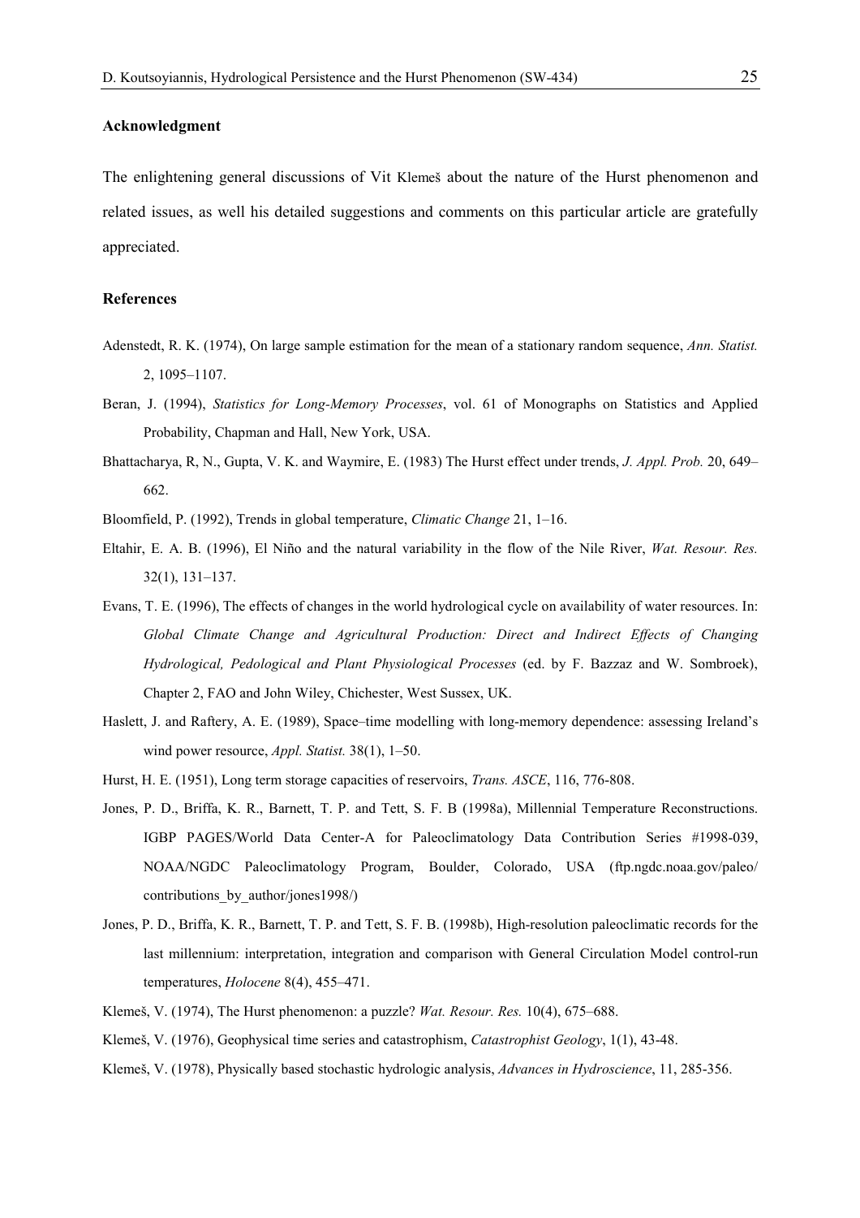### Acknowledgment

The enlightening general discussions of Vit Klemeš about the nature of the Hurst phenomenon and related issues, as well his detailed suggestions and comments on this particular article are gratefully appreciated.

### References

Adenstedt, R. K. (1974), On large sample estimation for the mean of a stationary random sequence, *Ann. Statist.* 2, 1095–1107.

Beran, J. (1994), *Statistics for Long-Memory Processes*, vol. 61 of Monographs on Statistics and Applied Probability, Chapman and Hall, New York, USA.

Bhattacharya, R, N., Gupta, V. K. and Waymire, E. (1983) The Hurst effect under trends, *J. Appl. Prob.* 20, 649–662.

Bloomfield, P. (1992), Trends in global temperature, *Climatic Change* 21, 1–16.

Eltahir, E. A. B. (1996), El Niño and the natural variability in the flow of the Nile River, *Wat. Resour. Res.* 32(1), 131–137.

Evans, T. E. (1996), The effects of changes in the world hydrological cycle on availability of water resources. In: *Global Climate Change and Agricultural Production: Direct and Indirect Effects of Changing Hydrological, Pedological and Plant Physiological Processes* (ed. by F. Bazzaz and W. Sombroek), Chapter 2, FAO and John Wiley, Chichester, West Sussex, UK.

Haslett, J. and Raftery, A. E. (1989), Space–time modelling with long-memory dependence: assessing Ireland's wind power resource, *Appl. Statist.* 38(1), 1–50.

Hurst, H. E. (1951), Long term storage capacities of reservoirs, *Trans. ASCE*, 116, 776-808.

Jones, P. D., Briffa, K. R., Barnett, T. P. and Tett, S. F. B (1998a), Millennial Temperature Reconstructions. IGBP PAGES/World Data Center-A for Paleoclimatology Data Contribution Series #1998-039, NOAA/NGDC Paleoclimatology Program, Boulder, Colorado, USA (ftp.ngdc.noaa.gov/paleo/contributions_by_author/jones1998/)

Jones, P. D., Briffa, K. R., Barnett, T. P. and Tett, S. F. B. (1998b), High-resolution paleoclimatic records for the last millennium: interpretation, integration and comparison with General Circulation Model control-run temperatures, *Holocene* 8(4), 455–471.

Klemeš, V. (1974), The Hurst phenomenon: a puzzle? *Wat. Resour. Res.* 10(4), 675–688.

Klemeš, V. (1976), Geophysical time series and catastrophism, *Catastrophist Geology*, 1(1), 43-48.

Klemeš, V. (1978), Physically based stochastic hydrologic analysis, *Advances in Hydroscience*, 11, 285-356.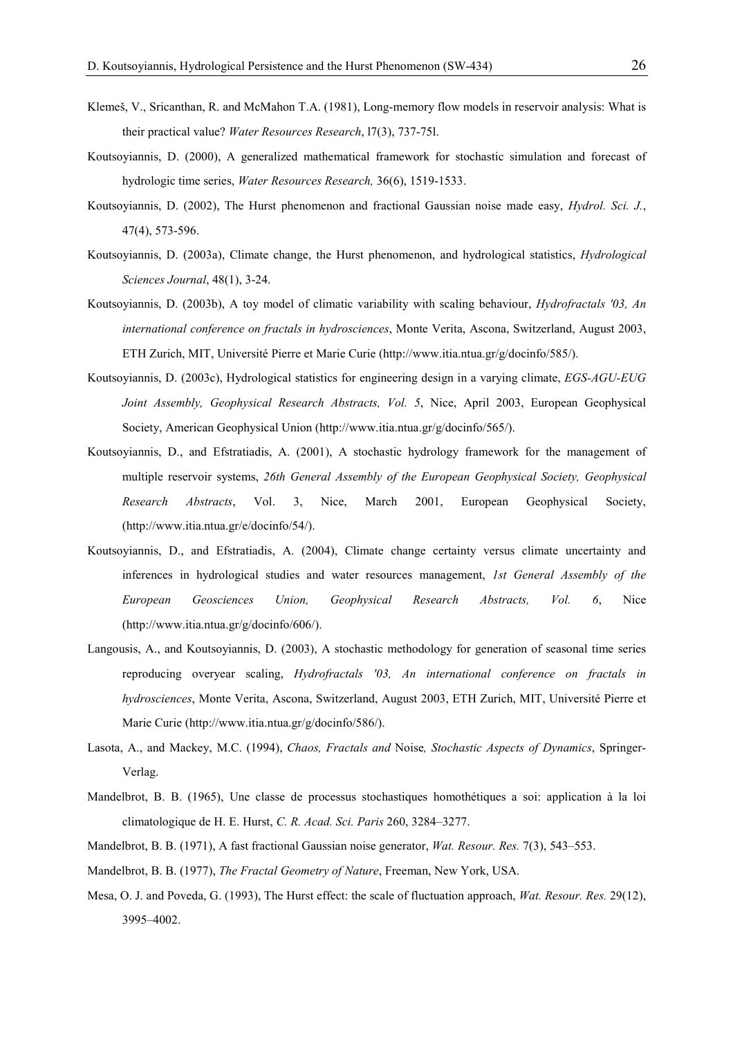Klemeš, V., Sricanthan, R. and McMahon T.A. (1981), Long-memory flow models in reservoir analysis: What is their practical value? *Water Resources Research*, l7(3), 737-75l.

Koutsoyiannis, D. (2000), A generalized mathematical framework for stochastic simulation and forecast of hydrologic time series, *Water Resources Research,* 36(6), 1519-1533.

Koutsoyiannis, D. (2002), The Hurst phenomenon and fractional Gaussian noise made easy, *Hydrol. Sci. J.*, 47(4), 573-596.

Koutsoyiannis, D. (2003a), Climate change, the Hurst phenomenon, and hydrological statistics, *Hydrological Sciences Journal*, 48(1), 3-24.

Koutsoyiannis, D. (2003b), A toy model of climatic variability with scaling behaviour, *Hydrofractals '03, An international conference on fractals in hydrosciences*, Monte Verita, Ascona, Switzerland, August 2003, ETH Zurich, MIT, Université Pierre et Marie Curie (http://www.itia.ntua.gr/g/docinfo/585/).

Koutsoyiannis, D. (2003c), Hydrological statistics for engineering design in a varying climate, *EGS-AGU-EUG Joint Assembly, Geophysical Research Abstracts, Vol. 5*, Nice, April 2003, European Geophysical Society, American Geophysical Union (http://www.itia.ntua.gr/g/docinfo/565/).

Koutsoyiannis, D., and Efstratiadis, A. (2001), A stochastic hydrology framework for the management of multiple reservoir systems, *26th General Assembly of the European Geophysical Society, Geophysical Research Abstracts*, Vol. 3, Nice, March 2001, European Geophysical Society, (http://www.itia.ntua.gr/e/docinfo/54/).

Koutsoyiannis, D., and Efstratiadis, A. (2004), Climate change certainty versus climate uncertainty and inferences in hydrological studies and water resources management, *1st General Assembly of the European Geosciences Union, Geophysical Research Abstracts, Vol. 6*, Nice (http://www.itia.ntua.gr/g/docinfo/606/).

Langousis, A., and Koutsoyiannis, D. (2003), A stochastic methodology for generation of seasonal time series reproducing overyear scaling, *Hydrofractals '03, An international conference on fractals in hydrosciences*, Monte Verita, Ascona, Switzerland, August 2003, ETH Zurich, MIT, Université Pierre et Marie Curie (http://www.itia.ntua.gr/g/docinfo/586/).

Lasota, A., and Mackey, M.C. (1994), *Chaos, Fractals and* Noise*, Stochastic Aspects of Dynamics*, Springer-Verlag.

Mandelbrot, B. B. (1965), Une classe de processus stochastiques homothétiques a soi: application à la loi climatologique de H. E. Hurst, *C. R. Acad. Sci. Paris* 260, 3284–3277.

Mandelbrot, B. B. (1971), A fast fractional Gaussian noise generator, *Wat. Resour. Res.* 7(3), 543–553.

Mandelbrot, B. B. (1977), *The Fractal Geometry of Nature*, Freeman, New York, USA.

Mesa, O. J. and Poveda, G. (1993), The Hurst effect: the scale of fluctuation approach, *Wat. Resour. Res.* 29(12), 3995–4002.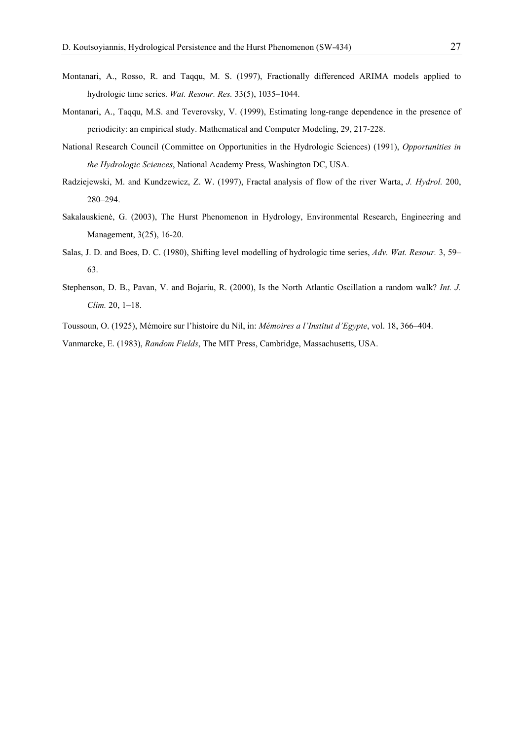Montanari, A., Rosso, R. and Taqqu, M. S. (1997), Fractionally differenced ARIMA models applied to hydrologic time series. *Wat. Resour. Res.* 33(5), 1035–1044.

Montanari, A., Taqqu, M.S. and Teverovsky, V. (1999), Estimating long-range dependence in the presence of periodicity: an empirical study. Mathematical and Computer Modeling, 29, 217-228.

National Research Council (Committee on Opportunities in the Hydrologic Sciences) (1991), *Opportunities in the Hydrologic Sciences*, National Academy Press, Washington DC, USA.

Radziejewski, M. and Kundzewicz, Z. W. (1997), Fractal analysis of flow of the river Warta, *J. Hydrol.* 200, 280–294.

Sakalauskienė, G. (2003), The Hurst Phenomenon in Hydrology, Environmental Research, Engineering and Management, 3(25), 16-20.

Salas, J. D. and Boes, D. C. (1980), Shifting level modelling of hydrologic time series, *Adv. Wat. Resour.* 3, 59–63.

Stephenson, D. B., Pavan, V. and Bojariu, R. (2000), Is the North Atlantic Oscillation a random walk? *Int. J. Clim.* 20, 1–18.

Toussoun, O. (1925), Mémoire sur l'histoire du Nil, in: *Mémoires a l'Institut d'Egypte*, vol. 18, 366–404.

Vanmarcke, E. (1983), *Random Fields*, The MIT Press, Cambridge, Massachusetts, USA.